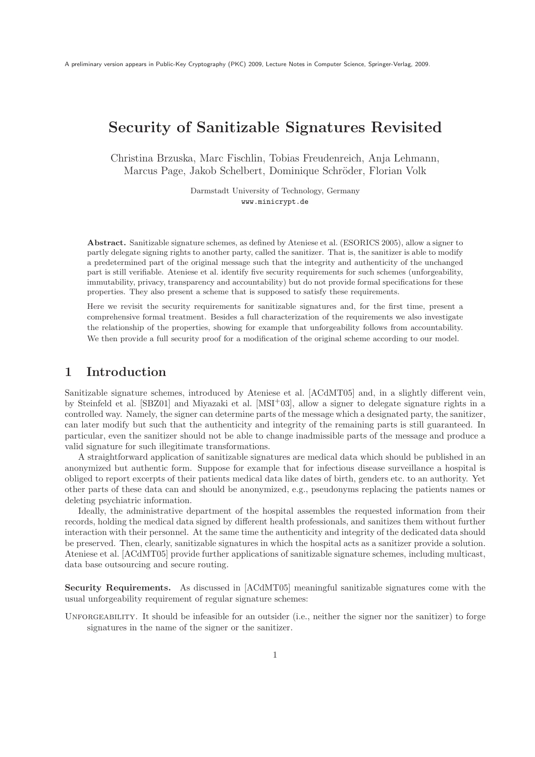A preliminary version appears in Public-Key Cryptography (PKC) 2009, Lecture Notes in Computer Science, Springer-Verlag, 2009.

# Security of Sanitizable Signatures Revisited

Christina Brzuska, Marc Fischlin, Tobias Freudenreich, Anja Lehmann, Marcus Page, Jakob Schelbert, Dominique Schröder, Florian Volk

Darmstadt University of Technology, Germany
www.minicrypt.de

**Abstract.** Sanitizable signature schemes, as defined by Ateniese et al. (ESORICS 2005), allow a signer to partly delegate signing rights to another party, called the sanitizer. That is, the sanitizer is able to modify a predetermined part of the original message such that the integrity and authenticity of the unchanged part is still verifiable. Ateniese et al. identify five security requirements for such schemes (unforgeability, immutability, privacy, transparency and accountability) but do not provide formal specifications for these properties. They also present a scheme that is supposed to satisfy these requirements.

Here we revisit the security requirements for sanitizable signatures and, for the first time, present a comprehensive formal treatment. Besides a full characterization of the requirements we also investigate the relationship of the properties, showing for example that unforgeability follows from accountability. We then provide a full security proof for a modification of the original scheme according to our model.

## 1 Introduction

Sanitizable signature schemes, introduced by Ateniese et al. [ACdMT05] and, in a slightly different vein, by Steinfeld et al. [SBZ01] and Miyazaki et al. [MSI+03], allow a signer to delegate signature rights in a controlled way. Namely, the signer can determine parts of the message which a designated party, the sanitizer, can later modify but such that the authenticity and integrity of the remaining parts is still guaranteed. In particular, even the sanitizer should not be able to change inadmissible parts of the message and produce a valid signature for such illegitimate transformations.

A straightforward application of sanitizable signatures are medical data which should be published in an anonymized but authentic form. Suppose for example that for infectious disease surveillance a hospital is obliged to report excerpts of their patients medical data like dates of birth, genders etc. to an authority. Yet other parts of these data can and should be anonymized, e.g., pseudonyms replacing the patients names or deleting psychiatric information.

Ideally, the administrative department of the hospital assembles the requested information from their records, holding the medical data signed by different health professionals, and sanitizes them without further interaction with their personnel. At the same time the authenticity and integrity of the dedicated data should be preserved. Then, clearly, sanitizable signatures in which the hospital acts as a sanitizer provide a solution. Ateniese et al. [ACdMT05] provide further applications of sanitizable signature schemes, including multicast, data base outsourcing and secure routing.

**Security Requirements.** As discussed in [ACdMT05] meaningful sanitizable signatures come with the usual unforgeability requirement of regular signature schemes:

Unforgeability. It should be infeasible for an outsider (i.e., neither the signer nor the sanitizer) to forge signatures in the name of the signer or the sanitizer.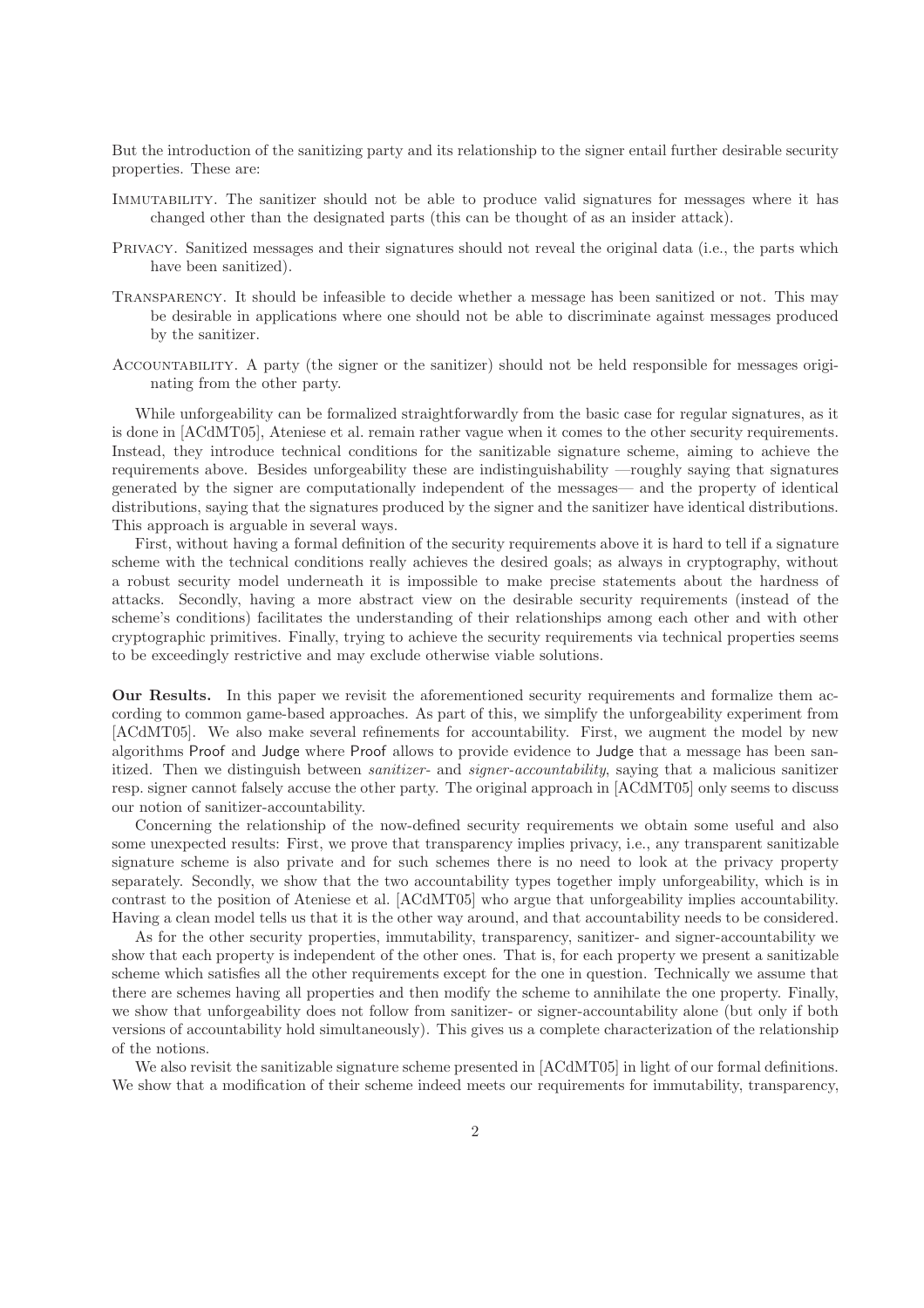But the introduction of the sanitizing party and its relationship to the signer entail further desirable security properties. These are:

- Immutability. The sanitizer should not be able to produce valid signatures for messages where it has changed other than the designated parts (this can be thought of as an insider attack).
- Privacy. Sanitized messages and their signatures should not reveal the original data (i.e., the parts which have been sanitized).
- Transparency. It should be infeasible to decide whether a message has been sanitized or not. This may be desirable in applications where one should not be able to discriminate against messages produced by the sanitizer.
- Accountability. A party (the signer or the sanitizer) should not be held responsible for messages originating from the other party.

While unforgeability can be formalized straightforwardly from the basic case for regular signatures, as it is done in [ACdMT05], Ateniese et al. remain rather vague when it comes to the other security requirements. Instead, they introduce technical conditions for the sanitizable signature scheme, aiming to achieve the requirements above. Besides unforgeability these are indistinguishability —roughly saying that signatures generated by the signer are computationally independent of the messages— and the property of identical distributions, saying that the signatures produced by the signer and the sanitizer have identical distributions. This approach is arguable in several ways.

First, without having a formal definition of the security requirements above it is hard to tell if a signature scheme with the technical conditions really achieves the desired goals; as always in cryptography, without a robust security model underneath it is impossible to make precise statements about the hardness of attacks. Secondly, having a more abstract view on the desirable security requirements (instead of the scheme's conditions) facilitates the understanding of their relationships among each other and with other cryptographic primitives. Finally, trying to achieve the security requirements via technical properties seems to be exceedingly restrictive and may exclude otherwise viable solutions.

**Our Results.** In this paper we revisit the aforementioned security requirements and formalize them according to common game-based approaches. As part of this, we simplify the unforgeability experiment from [ACdMT05]. We also make several refinements for accountability. First, we augment the model by new algorithms Proof and Judge where Proof allows to provide evidence to Judge that a message has been sanitized. Then we distinguish between *sanitizer-* and *signer-accountability*, saying that a malicious sanitizer resp. signer cannot falsely accuse the other party. The original approach in [ACdMT05] only seems to discuss our notion of sanitizer-accountability.

Concerning the relationship of the now-defined security requirements we obtain some useful and also some unexpected results: First, we prove that transparency implies privacy, i.e., any transparent sanitizable signature scheme is also private and for such schemes there is no need to look at the privacy property separately. Secondly, we show that the two accountability types together imply unforgeability, which is in contrast to the position of Ateniese et al. [ACdMT05] who argue that unforgeability implies accountability. Having a clean model tells us that it is the other way around, and that accountability needs to be considered.

As for the other security properties, immutability, transparency, sanitizer- and signer-accountability we show that each property is independent of the other ones. That is, for each property we present a sanitizable scheme which satisfies all the other requirements except for the one in question. Technically we assume that there are schemes having all properties and then modify the scheme to annihilate the one property. Finally, we show that unforgeability does not follow from sanitizer- or signer-accountability alone (but only if both versions of accountability hold simultaneously). This gives us a complete characterization of the relationship of the notions.

We also revisit the sanitizable signature scheme presented in [ACdMT05] in light of our formal definitions. We show that a modification of their scheme indeed meets our requirements for immutability, transparency,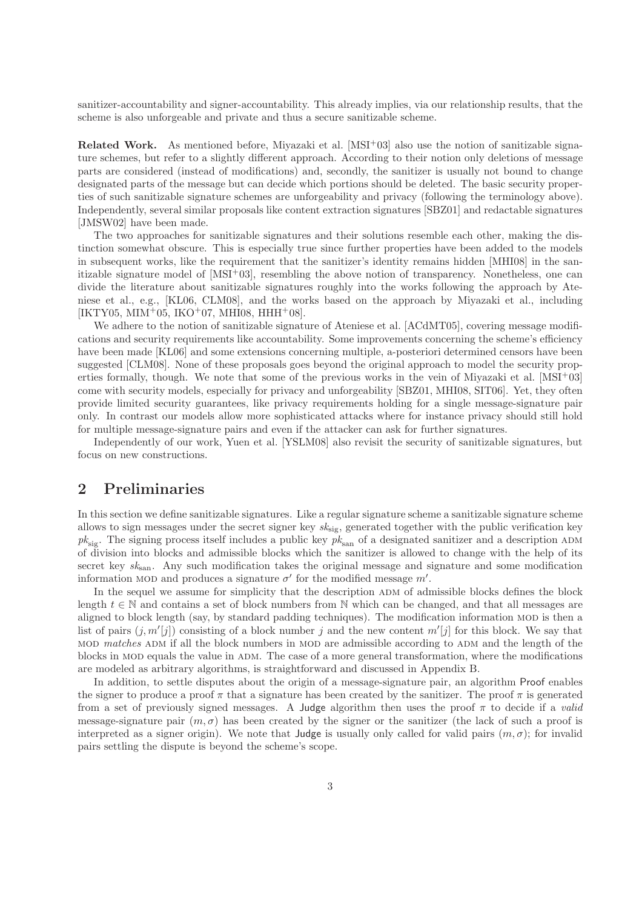sanitizer-accountability and signer-accountability. This already implies, via our relationship results, that the scheme is also unforgeable and private and thus a secure sanitizable scheme.

**Related Work.** As mentioned before, Miyazaki et al. [MSI+03] also use the notion of sanitizable signature schemes, but refer to a slightly different approach. According to their notion only deletions of message parts are considered (instead of modifications) and, secondly, the sanitizer is usually not bound to change designated parts of the message but can decide which portions should be deleted. The basic security properties of such sanitizable signature schemes are unforgeability and privacy (following the terminology above). Independently, several similar proposals like content extraction signatures [SBZ01] and redactable signatures [JMSW02] have been made.

The two approaches for sanitizable signatures and their solutions resemble each other, making the distinction somewhat obscure. This is especially true since further properties have been added to the models in subsequent works, like the requirement that the sanitizer's identity remains hidden [MHI08] in the sanitizable signature model of [MSI+03], resembling the above notion of transparency. Nonetheless, one can divide the literature about sanitizable signatures roughly into the works following the approach by Ateniese et al., e.g., [KL06, CLM08], and the works based on the approach by Miyazaki et al., including [IKTY05, MIM+05, IKO+07, MHI08, HHH+08].

We adhere to the notion of sanitizable signature of Ateniese et al. [ACdMT05], covering message modifications and security requirements like accountability. Some improvements concerning the scheme's efficiency have been made [KL06] and some extensions concerning multiple, a-posteriori determined censors have been suggested [CLM08]. None of these proposals goes beyond the original approach to model the security properties formally, though. We note that some of the previous works in the vein of Miyazaki et al. [MSI+03] come with security models, especially for privacy and unforgeability [SBZ01, MHI08, SIT06]. Yet, they often provide limited security guarantees, like privacy requirements holding for a single message-signature pair only. In contrast our models allow more sophisticated attacks where for instance privacy should still hold for multiple message-signature pairs and even if the attacker can ask for further signatures.

Independently of our work, Yuen et al. [YSLM08] also revisit the security of sanitizable signatures, but focus on new constructions.

## 2 Preliminaries

In this section we define sanitizable signatures. Like a regular signature scheme a sanitizable signature scheme allows to sign messages under the secret signer key $sk_{\text{sig}}$, generated together with the public verification key $pk_{\text{sig}}$. The signing process itself includes a public key $pk_{\text{san}}$ of a designated sanitizer and a description ADM of division into blocks and admissible blocks which the sanitizer is allowed to change with the help of its secret key $sk_{\text{san}}$. Any such modification takes the original message and signature and some modification information MOD and produces a signature $\sigma'$ for the modified message $m'$.

In the sequel we assume for simplicity that the description ADM of admissible blocks defines the block length $t \in \mathbb{N}$ and contains a set of block numbers from $\mathbb{N}$ which can be changed, and that all messages are aligned to block length (say, by standard padding techniques). The modification information MOD is then a list of pairs $(j, m'[j])$ consisting of a block number $j$ and the new content $m'[j]$ for this block. We say that MOD *matches* ADM if all the block numbers in MOD are admissible according to ADM and the length of the blocks in MOD equals the value in ADM. The case of a more general transformation, where the modifications are modeled as arbitrary algorithms, is straightforward and discussed in Appendix B.

In addition, to settle disputes about the origin of a message-signature pair, an algorithm Proof enables the signer to produce a proof $\pi$ that a signature has been created by the sanitizer. The proof $\pi$ is generated from a set of previously signed messages. A Judge algorithm then uses the proof $\pi$ to decide if a *valid* message-signature pair $(m, \sigma)$ has been created by the signer or the sanitizer (the lack of such a proof is interpreted as a signer origin). We note that Judge is usually only called for valid pairs $(m, \sigma)$; for invalid pairs settling the dispute is beyond the scheme's scope.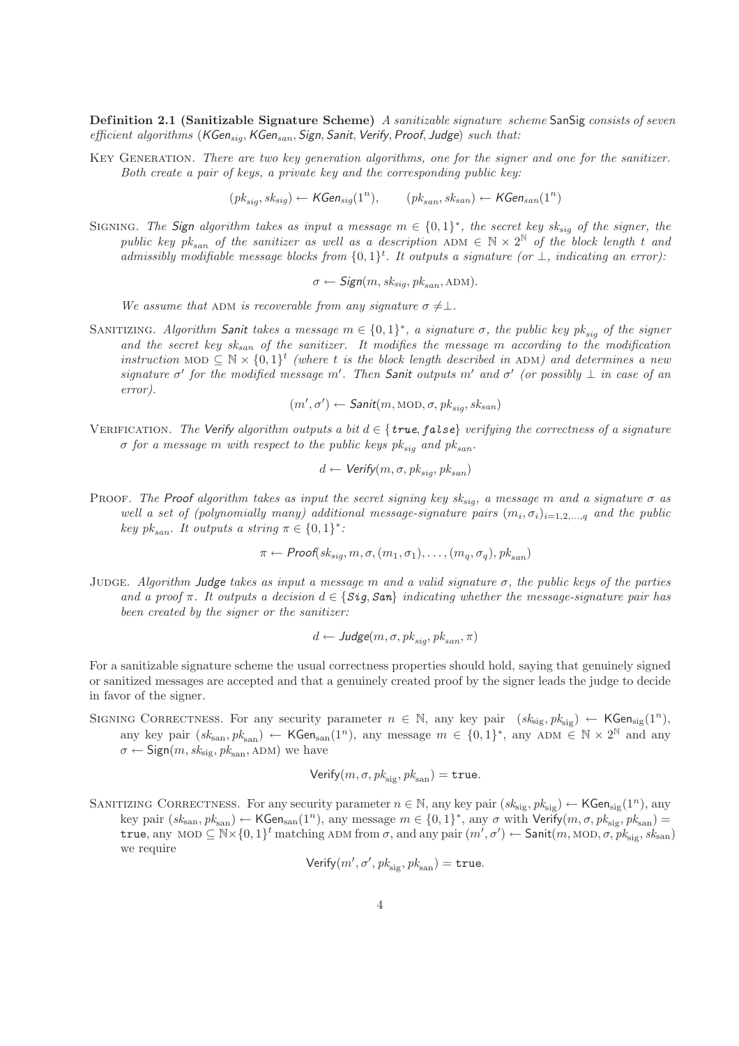**Definition 2.1 (Sanitizable Signature Scheme)** *A sanitizable signature scheme* SanSig *consists of seven efficient algorithms* ($\mathsf{KGen}_{sig}$, $\mathsf{KGen}_{san}$, $\mathsf{Sign}$, $\mathsf{Sanit}$, $\mathsf{Verify}$, $\mathsf{Proof}$, $\mathsf{Judge}$) *such that:*

Key Generation. *There are two key generation algorithms, one for the signer and one for the sanitizer. Both create a pair of keys, a private key and the corresponding public key:*

$$(pk_{sig}, sk_{sig}) \leftarrow \mathsf{KGen}_{sig}(1^n), \qquad (pk_{san}, sk_{san}) \leftarrow \mathsf{KGen}_{san}(1^n)$$

Signing. *The* **Sign** *algorithm takes as input a message* $m \in \{0,1\}^*$*, the secret key* $sk_{sig}$ *of the signer, the public key* $pk_{san}$ *of the sanitizer as well as a description* $\text{ADM} \in \mathbb{N} \times 2^{\mathbb{N}}$ *of the block length* $t$ *and admissibly modifiable message blocks from* $\{0,1\}^t$*. It outputs a signature (or* $\perp$*, indicating an error):*

$$\sigma \leftarrow \mathsf{Sign}(m, sk_{sig}, pk_{san}, \text{ADM}).$$

*We assume that* ADM *is recoverable from any signature* $\sigma \neq \perp$*.*

Sanitizing. *Algorithm* **Sanit** *takes a message* $m \in \{0,1\}^*$*, a signature* $\sigma$*, the public key* $pk_{sig}$ *of the signer and the secret key* $sk_{san}$ *of the sanitizer. It modifies the message* $m$ *according to the modification instruction* $\text{MOD} \subseteq \mathbb{N} \times \{0,1\}^t$ *(where* $t$ *is the block length described in* ADM*) and determines a new signature* $\sigma'$ *for the modified message* $m'$*. Then* **Sanit** *outputs* $m'$ *and* $\sigma'$ *(or possibly* $\perp$ *in case of an error).*

$$(m', \sigma') \leftarrow \mathsf{Sanit}(m, \text{MOD}, \sigma, pk_{sig}, sk_{san})$$

Verification. *The* **Verify** *algorithm outputs a bit* $d \in \{\texttt{true}, \texttt{false}\}$ *verifying the correctness of a signature* $\sigma$ *for a message* $m$ *with respect to the public keys* $pk_{sig}$ *and* $pk_{san}$*.*

$$d \leftarrow \mathsf{Verify}(m, \sigma, pk_{sig}, pk_{san})$$

Proof. *The* **Proof** *algorithm takes as input the secret signing key* $sk_{sig}$*, a message* $m$ *and a signature* $\sigma$ *as well a set of (polynomially many) additional message-signature pairs* $(m_i, \sigma_i)_{i=1,2,\ldots,q}$ *and the public key* $pk_{san}$*. It outputs a string* $\pi \in \{0,1\}^*$*:*

$$\pi \leftarrow \mathsf{Proof}(sk_{sig}, m, \sigma, (m_1, \sigma_1), \ldots, (m_q, \sigma_q), pk_{san})$$

Judge. *Algorithm* **Judge** *takes as input a message* $m$ *and a valid signature* $\sigma$*, the public keys of the parties and a proof* $\pi$*. It outputs a decision* $d \in \{\texttt{Sig}, \texttt{San}\}$ *indicating whether the message-signature pair has been created by the signer or the sanitizer:*

$$d \leftarrow \mathsf{Judge}(m, \sigma, pk_{sig}, pk_{san}, \pi)$$

For a sanitizable signature scheme the usual correctness properties should hold, saying that genuinely signed or sanitized messages are accepted and that a genuinely created proof by the signer leads the judge to decide in favor of the signer.

Signing Correctness. For any security parameter $n \in \mathbb{N}$, any key pair $(sk_{\text{sig}}, pk_{\text{sig}}) \leftarrow \mathsf{KGen}_{\text{sig}}(1^n)$, any key pair $(sk_{\text{san}}, pk_{\text{san}}) \leftarrow \mathsf{KGen}_{\text{san}}(1^n)$, any message $m \in \{0,1\}^*$, any $\text{ADM} \in \mathbb{N} \times 2^{\mathbb{N}}$ and any $\sigma \leftarrow \mathsf{Sign}(m, sk_{\text{sig}}, pk_{\text{san}}, \text{ADM})$ we have

$$\mathsf{Verify}(m, \sigma, pk_{\text{sig}}, pk_{\text{san}}) = \texttt{true}.$$

Sanitizing Correctness. For any security parameter $n \in \mathbb{N}$, any key pair $(sk_{\text{sig}}, pk_{\text{sig}}) \leftarrow \mathsf{KGen}_{\text{sig}}(1^n)$, any key pair $(sk_{\text{san}}, pk_{\text{san}}) \leftarrow \mathsf{KGen}_{\text{san}}(1^n)$, any message $m \in \{0,1\}^*$, any $\sigma$ with $\mathsf{Verify}(m, \sigma, pk_{\text{sig}}, pk_{\text{san}}) = \texttt{true}$, any $\text{MOD} \subseteq \mathbb{N} \times \{0,1\}^t$ matching ADM from $\sigma$, and any pair $(m', \sigma') \leftarrow \mathsf{Sanit}(m, \text{MOD}, \sigma, pk_{\text{sig}}, sk_{\text{san}})$ we require

$$\mathsf{Verify}(m', \sigma', pk_{\text{sig}}, pk_{\text{san}}) = \texttt{true}.$$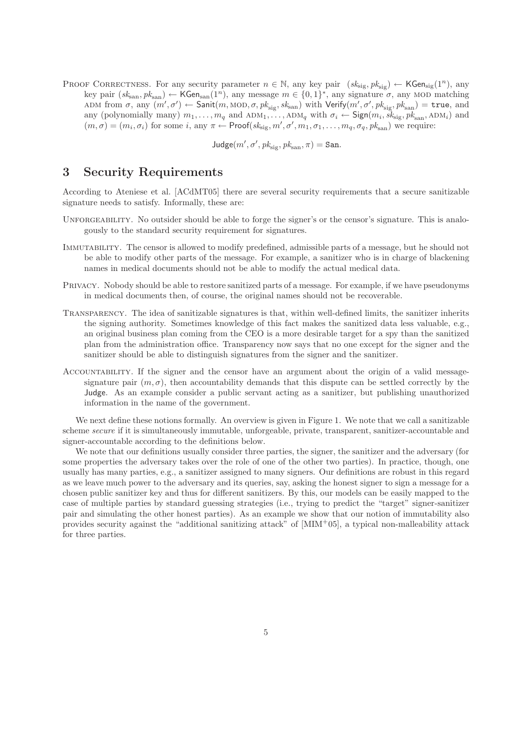Proof Correctness. For any security parameter $n \in \mathbb{N}$, any key pair $(sk_{\text{sig}}, pk_{\text{sig}}) \leftarrow \mathsf{KGen}_{\text{sig}}(1^n)$, any key pair $(sk_{\text{san}}, pk_{\text{san}}) \leftarrow \mathsf{KGen}_{\text{san}}(1^n)$, any message $m \in \{0,1\}^*$, any signature $\sigma$, any MOD matching ADM from $\sigma$, any $(m', \sigma') \leftarrow \mathsf{Sanit}(m, \text{MOD}, \sigma, pk_{\text{sig}}, sk_{\text{san}})$ with $\mathsf{Verify}(m', \sigma', pk_{\text{sig}}, pk_{\text{san}}) = \mathtt{true}$, and any (polynomially many) $m_1, \ldots, m_q$ and $\text{ADM}_1, \ldots, \text{ADM}_q$ with $\sigma_i \leftarrow \mathsf{Sign}(m_i, sk_{\text{sig}}, pk_{\text{san}}, \text{ADM}_i)$ and $(m, \sigma) = (m_i, \sigma_i)$ for some $i$, any $\pi \leftarrow \mathsf{Proof}(sk_{\text{sig}}, m', \sigma', m_1, \sigma_1, \ldots, m_q, \sigma_q, pk_{\text{san}})$ we require:

$$\mathsf{Judge}(m', \sigma', pk_{\text{sig}}, pk_{\text{san}}, \pi) = \mathtt{San}.$$

# 3 Security Requirements

According to Ateniese et al. [ACdMT05] there are several security requirements that a secure sanitizable signature needs to satisfy. Informally, these are:

Unforgeability. No outsider should be able to forge the signer's or the censor's signature. This is analogously to the standard security requirement for signatures.

Immutability. The censor is allowed to modify predefined, admissible parts of a message, but he should not be able to modify other parts of the message. For example, a sanitizer who is in charge of blackening names in medical documents should not be able to modify the actual medical data.

Privacy. Nobody should be able to restore sanitized parts of a message. For example, if we have pseudonyms in medical documents then, of course, the original names should not be recoverable.

Transparency. The idea of sanitizable signatures is that, within well-defined limits, the sanitizer inherits the signing authority. Sometimes knowledge of this fact makes the sanitized data less valuable, e.g., an original business plan coming from the CEO is a more desirable target for a spy than the sanitized plan from the administration office. Transparency now says that no one except for the signer and the sanitizer should be able to distinguish signatures from the signer and the sanitizer.

Accountability. If the signer and the censor have an argument about the origin of a valid message-signature pair $(m, \sigma)$, then accountability demands that this dispute can be settled correctly by the $\mathsf{Judge}$. As an example consider a public servant acting as a sanitizer, but publishing unauthorized information in the name of the government.

We next define these notions formally. An overview is given in Figure 1. We note that we call a sanitizable scheme *secure* if it is simultaneously immutable, unforgeable, private, transparent, sanitizer-accountable and signer-accountable according to the definitions below.

We note that our definitions usually consider three parties, the signer, the sanitizer and the adversary (for some properties the adversary takes over the role of one of the other two parties). In practice, though, one usually has many parties, e.g., a sanitizer assigned to many signers. Our definitions are robust in this regard as we leave much power to the adversary and its queries, say, asking the honest signer to sign a message for a chosen public sanitizer key and thus for different sanitizers. By this, our models can be easily mapped to the case of multiple parties by standard guessing strategies (i.e., trying to predict the "target" signer-sanitizer pair and simulating the other honest parties). As an example we show that our notion of immutability also provides security against the "additional sanitizing attack" of [MIM+05], a typical non-malleability attack for three parties.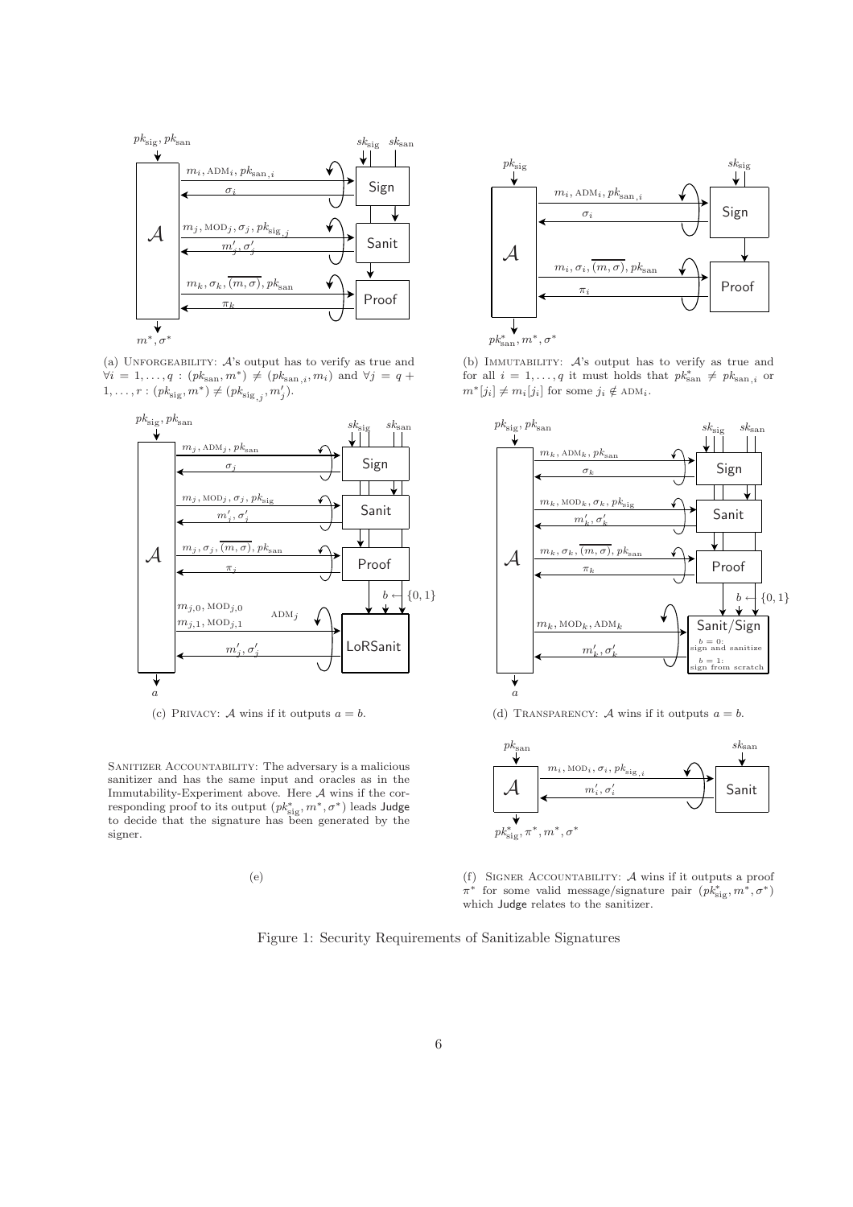(a) UNFORGEABILITY: $\mathcal{A}$'s output has to verify as true and $\forall i = 1, \ldots, q : (pk_{\text{san}}, m^*) \neq (pk_{\text{san},i}, m_i)$ and $\forall j = q + 1, \ldots, r : (pk_{\text{sig}}, m^*) \neq (pk_{\text{sig},j}, m'_j)$.

(b) IMMUTABILITY: $\mathcal{A}$'s output has to verify as true and for all $i = 1, \ldots, q$ it must holds that $pk^*_{\text{san}} \neq pk_{\text{san},i}$ or $m^*[j_i] \neq m_i[j_i]$ for some $j_i \notin \text{ADM}_i$.

(c) PRIVACY: $\mathcal{A}$ wins if it outputs $a = b$.

(d) TRANSPARENCY: $\mathcal{A}$ wins if it outputs $a = b$.

SANITIZER ACCOUNTABILITY: The adversary is a malicious sanitizer and has the same input and oracles as in the Immutability-Experiment above. Here $\mathcal{A}$ wins if the corresponding proof to its output $(pk^*_{\text{sig}}, m^*, \sigma^*)$ leads Judge to decide that the signature has been generated by the signer.

(e)

(f) SIGNER ACCOUNTABILITY: $\mathcal{A}$ wins if it outputs a proof $\pi^*$ for some valid message/signature pair $(pk^*_{\text{sig}}, m^*, \sigma^*)$ which Judge relates to the sanitizer.

Figure 1: Security Requirements of Sanitizable Signatures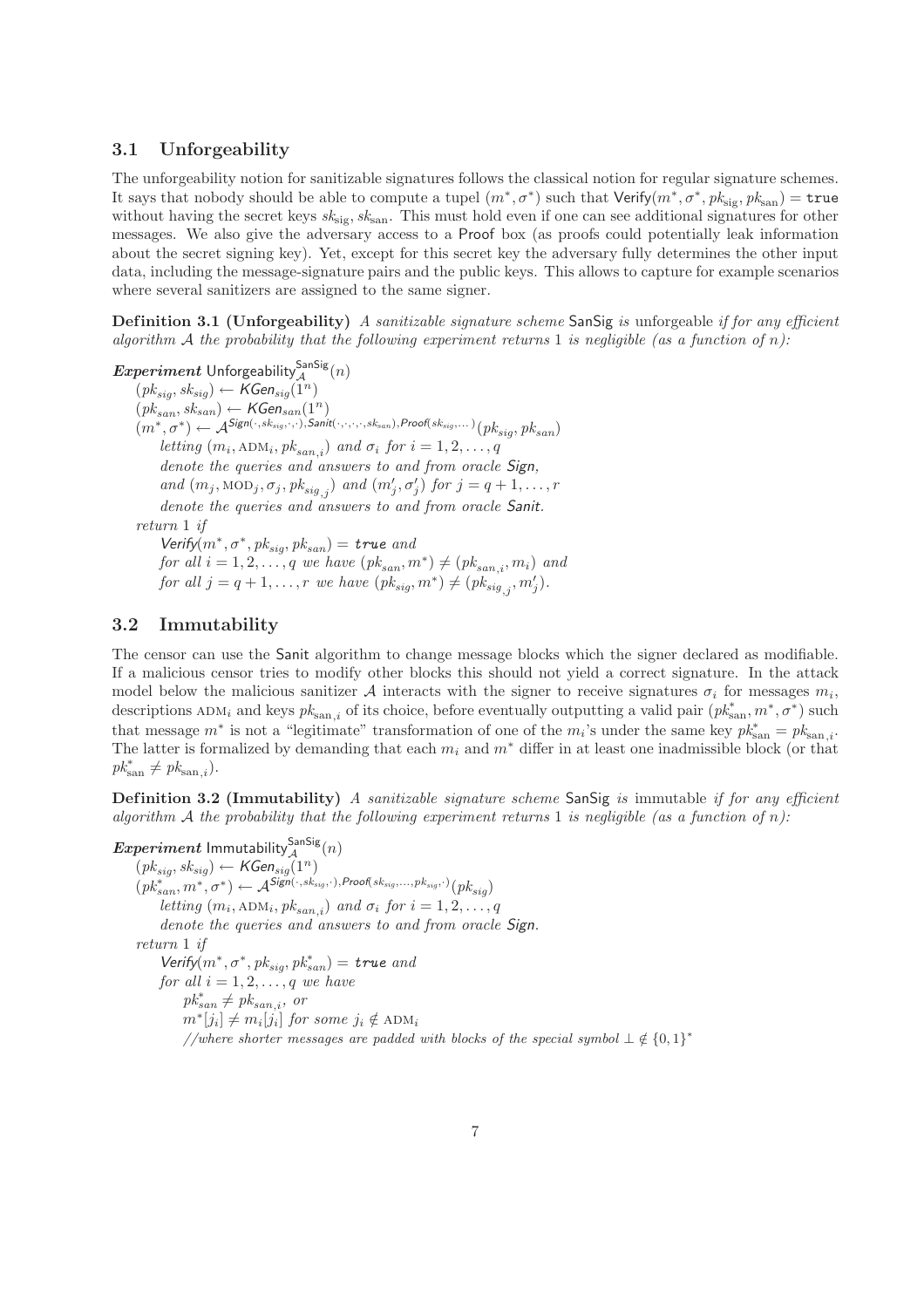### 3.1 Unforgeability

The unforgeability notion for sanitizable signatures follows the classical notion for regular signature schemes. It says that nobody should be able to compute a tupel $(m^*, \sigma^*)$ such that $\mathsf{Verify}(m^*, \sigma^*, pk_{\text{sig}}, pk_{\text{san}}) = \texttt{true}$ without having the secret keys $sk_{\text{sig}}, sk_{\text{san}}$. This must hold even if one can see additional signatures for other messages. We also give the adversary access to a Proof box (as proofs could potentially leak information about the secret signing key). Yet, except for this secret key the adversary fully determines the other input data, including the message-signature pairs and the public keys. This allows to capture for example scenarios where several sanitizers are assigned to the same signer.

**Definition 3.1 (Unforgeability)** *A sanitizable signature scheme* SanSig *is* unforgeable *if for any efficient algorithm $\mathcal{A}$ the probability that the following experiment returns 1 is negligible (as a function of $n$):*

***Experiment*** $\mathsf{Unforgeability}_{\mathcal{A}}^{\mathsf{SanSig}}(n)$
$(pk_{sig}, sk_{sig}) \leftarrow \mathsf{KGen}_{sig}(1^n)$
$(pk_{san}, sk_{san}) \leftarrow \mathsf{KGen}_{san}(1^n)$
$(m^*, \sigma^*) \leftarrow \mathcal{A}^{\mathsf{Sign}(\cdot, sk_{sig}, \cdot, \cdot), \mathsf{Sanit}(\cdot,\cdot,\cdot,\cdot, sk_{san}), \mathsf{Proof}(sk_{sig}, \dots)}(pk_{sig}, pk_{san})$
*letting* $(m_i, \text{ADM}_i, pk_{san,i})$ *and* $\sigma_i$ *for* $i = 1, 2, \dots, q$
*denote the queries and answers to and from oracle* **Sign**,
*and* $(m_j, \text{MOD}_j, \sigma_j, pk_{sig,j})$ *and* $(m'_j, \sigma'_j)$ *for* $j = q+1, \dots, r$
*denote the queries and answers to and from oracle* **Sanit**.
*return* 1 *if*
$\mathsf{Verify}(m^*, \sigma^*, pk_{sig}, pk_{san}) = \textbf{true}$ *and*
*for all* $i = 1, 2, \dots, q$ *we have* $(pk_{san}, m^*) \neq (pk_{san,i}, m_i)$ *and*
*for all* $j = q+1, \dots, r$ *we have* $(pk_{sig}, m^*) \neq (pk_{sig,j}, m'_j)$.

### 3.2 Immutability

The censor can use the Sanit algorithm to change message blocks which the signer declared as modifiable. If a malicious censor tries to modify other blocks this should not yield a correct signature. In the attack model below the malicious sanitizer $\mathcal{A}$ interacts with the signer to receive signatures $\sigma_i$ for messages $m_i$, descriptions $\text{ADM}_i$ and keys $pk_{\text{san},i}$ of its choice, before eventually outputting a valid pair $(pk^*_{\text{san}}, m^*, \sigma^*)$ such that message $m^*$ is not a "legitimate" transformation of one of the $m_i$'s under the same key $pk^*_{\text{san}} = pk_{\text{san},i}$. The latter is formalized by demanding that each $m_i$ and $m^*$ differ in at least one inadmissible block (or that $pk^*_{\text{san}} \neq pk_{\text{san},i}$).

**Definition 3.2 (Immutability)** *A sanitizable signature scheme* SanSig *is* immutable *if for any efficient algorithm $\mathcal{A}$ the probability that the following experiment returns 1 is negligible (as a function of $n$):*

***Experiment*** $\mathsf{Immutability}_{\mathcal{A}}^{\mathsf{SanSig}}(n)$
$(pk_{sig}, sk_{sig}) \leftarrow \mathsf{KGen}_{sig}(1^n)$
$(pk^*_{san}, m^*, \sigma^*) \leftarrow \mathcal{A}^{\mathsf{Sign}(\cdot, sk_{sig}, \cdot), \mathsf{Proof}(sk_{sig}, \dots, pk_{sig}, \cdot)}(pk_{sig})$
*letting* $(m_i, \text{ADM}_i, pk_{san,i})$ *and* $\sigma_i$ *for* $i = 1, 2, \dots, q$
*denote the queries and answers to and from oracle* **Sign**.
*return* 1 *if*
$\mathsf{Verify}(m^*, \sigma^*, pk_{sig}, pk^*_{san}) = \textbf{true}$ *and*
*for all* $i = 1, 2, \dots, q$ *we have*
$pk^*_{san} \neq pk_{san,i}$, *or*
$m^*[j_i] \neq m_i[j_i]$ *for some* $j_i \notin \text{ADM}_i$
*//where shorter messages are padded with blocks of the special symbol* $\perp \notin \{0,1\}^*$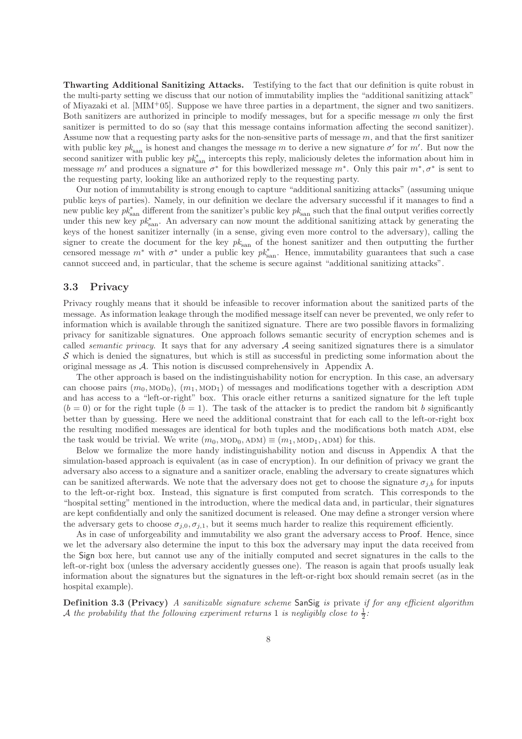**Thwarting Additional Sanitizing Attacks.** Testifying to the fact that our definition is quite robust in the multi-party setting we discuss that our notion of immutability implies the "additional sanitizing attack" of Miyazaki et al. [MIM+05]. Suppose we have three parties in a department, the signer and two sanitizers. Both sanitizers are authorized in principle to modify messages, but for a specific message $m$ only the first sanitizer is permitted to do so (say that this message contains information affecting the second sanitizer). Assume now that a requesting party asks for the non-sensitive parts of message $m$, and that the first sanitizer with public key $pk_{\text{san}}$ is honest and changes the message $m$ to derive a new signature $\sigma'$ for $m'$. But now the second sanitizer with public key $pk^*_{\text{san}}$ intercepts this reply, maliciously deletes the information about him in message $m'$ and produces a signature $\sigma^*$ for this bowdlerized message $m^*$. Only this pair $m^*, \sigma^*$ is sent to the requesting party, looking like an authorized reply to the requesting party.

Our notion of immutability is strong enough to capture "additional sanitizing attacks" (assuming unique public keys of parties). Namely, in our definition we declare the adversary successful if it manages to find a new public key $pk^*_{\text{san}}$ different from the sanitizer's public key $pk_{\text{san}}$ such that the final output verifies correctly under this new key $pk^*_{\text{san}}$. An adversary can now mount the additional sanitizing attack by generating the keys of the honest sanitizer internally (in a sense, giving even more control to the adversary), calling the signer to create the document for the key $pk_{\text{san}}$ of the honest sanitizer and then outputting the further censored message $m^*$ with $\sigma^*$ under a public key $pk^*_{\text{san}}$. Hence, immutability guarantees that such a case cannot succeed and, in particular, that the scheme is secure against "additional sanitizing attacks".

### 3.3 Privacy

Privacy roughly means that it should be infeasible to recover information about the sanitized parts of the message. As information leakage through the modified message itself can never be prevented, we only refer to information which is available through the sanitized signature. There are two possible flavors in formalizing privacy for sanitizable signatures. One approach follows semantic security of encryption schemes and is called *semantic privacy*. It says that for any adversary $\mathcal{A}$ seeing sanitized signatures there is a simulator $\mathcal{S}$ which is denied the signatures, but which is still as successful in predicting some information about the original message as $\mathcal{A}$. This notion is discussed comprehensively in Appendix A.

The other approach is based on the indistinguishability notion for encryption. In this case, an adversary can choose pairs $(m_0, \text{MOD}_0)$, $(m_1, \text{MOD}_1)$ of messages and modifications together with a description ADM and has access to a "left-or-right" box. This oracle either returns a sanitized signature for the left tuple $(b = 0)$ or for the right tuple $(b = 1)$. The task of the attacker is to predict the random bit $b$ significantly better than by guessing. Here we need the additional constraint that for each call to the left-or-right box the resulting modified messages are identical for both tuples and the modifications both match ADM, else the task would be trivial. We write $(m_0, \text{MOD}_0, \text{ADM}) \equiv (m_1, \text{MOD}_1, \text{ADM})$ for this.

Below we formalize the more handy indistinguishability notion and discuss in Appendix A that the simulation-based approach is equivalent (as in case of encryption). In our definition of privacy we grant the adversary also access to a signature and a sanitizer oracle, enabling the adversary to create signatures which can be sanitized afterwards. We note that the adversary does not get to choose the signature $\sigma_{j,b}$ for inputs to the left-or-right box. Instead, this signature is first computed from scratch. This corresponds to the "hospital setting" mentioned in the introduction, where the medical data and, in particular, their signatures are kept confidentially and only the sanitized document is released. One may define a stronger version where the adversary gets to choose $\sigma_{j,0}, \sigma_{j,1}$, but it seems much harder to realize this requirement efficiently.

As in case of unforgeability and immutability we also grant the adversary access to Proof. Hence, since we let the adversary also determine the input to this box the adversary may input the data received from the Sign box here, but cannot use any of the initially computed and secret signatures in the calls to the left-or-right box (unless the adversary accidently guesses one). The reason is again that proofs usually leak information about the signatures but the signatures in the left-or-right box should remain secret (as in the hospital example).

**Definition 3.3 (Privacy)** *A sanitizable signature scheme* SanSig *is* private *if for any efficient algorithm* $\mathcal{A}$ *the probability that the following experiment returns* 1 *is negligibly close to* $\frac{1}{2}$*:*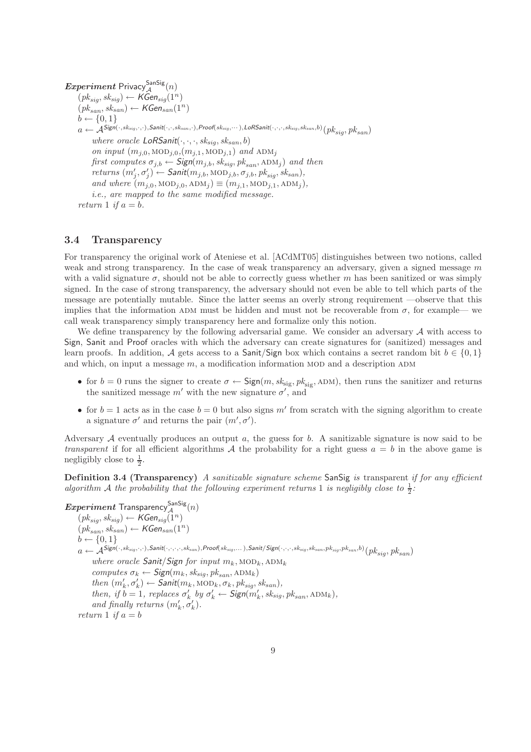***Experiment*** $\mathsf{Privacy}_{\mathcal{A}}^{\mathsf{SanSig}}(n)$
$(pk_{sig}, sk_{sig}) \leftarrow \mathit{KGen}_{sig}(1^n)$
$(pk_{san}, sk_{san}) \leftarrow \mathit{KGen}_{san}(1^n)$
$b \leftarrow \{0, 1\}$
$a \leftarrow \mathcal{A}^{\mathit{Sign}(\cdot, sk_{sig}, \cdot, \cdot), \mathit{Sanit}(\cdot, \cdot, sk_{san}, \cdot), \mathit{Proof}(sk_{sig}, \cdots), \mathit{LoRSanit}(\cdot, \cdot, \cdot, sk_{sig}, sk_{san}, b)}(pk_{sig}, pk_{san})$
*where oracle* $\mathit{LoRSanit}(\cdot, \cdot, \cdot, sk_{sig}, sk_{san}, b)$
*on input* $(m_{j,0}, \text{MOD}_{j,0}, (m_{j,1}, \text{MOD}_{j,1})$ *and* $\text{ADM}_j$
*first computes* $\sigma_{j,b} \leftarrow \mathit{Sign}(m_{j,b}, sk_{sig}, pk_{san}, \text{ADM}_j)$ *and then*
*returns* $(m'_j, \sigma'_j) \leftarrow \mathit{Sanit}(m_{j,b}, \text{MOD}_{j,b}, \sigma_{j,b}, pk_{sig}, sk_{san})$,
*and where* $(m_{j,0}, \text{MOD}_{j,0}, \text{ADM}_j) \equiv (m_{j,1}, \text{MOD}_{j,1}, \text{ADM}_j)$,
*i.e., are mapped to the same modified message.*
*return* 1 *if* $a = b$.

### 3.4 Transparency

For transparency the original work of Ateniese et al. [ACdMT05] distinguishes between two notions, called weak and strong transparency. In the case of weak transparency an adversary, given a signed message $m$ with a valid signature $\sigma$, should not be able to correctly guess whether $m$ has been sanitized or was simply signed. In the case of strong transparency, the adversary should not even be able to tell which parts of the message are potentially mutable. Since the latter seems an overly strong requirement —observe that this implies that the information ADM must be hidden and must not be recoverable from $\sigma$, for example— we call weak transparency simply transparency here and formalize only this notion.

We define transparency by the following adversarial game. We consider an adversary $\mathcal{A}$ with access to Sign, Sanit and Proof oracles with which the adversary can create signatures for (sanitized) messages and learn proofs. In addition, $\mathcal{A}$ gets access to a Sanit/Sign box which contains a secret random bit $b \in \{0, 1\}$ and which, on input a message $m$, a modification information MOD and a description ADM

- for $b = 0$ runs the signer to create $\sigma \leftarrow \mathsf{Sign}(m, sk_{\text{sig}}, pk_{\text{sig}}, \text{ADM})$, then runs the sanitizer and returns the sanitized message $m'$ with the new signature $\sigma'$, and
- for $b = 1$ acts as in the case $b = 0$ but also signs $m'$ from scratch with the signing algorithm to create a signature $\sigma'$ and returns the pair $(m', \sigma')$.

Adversary $\mathcal{A}$ eventually produces an output $a$, the guess for $b$. A sanitizable signature is now said to be *transparent* if for all efficient algorithms $\mathcal{A}$ the probability for a right guess $a = b$ in the above game is negligibly close to $\frac{1}{2}$.

**Definition 3.4 (Transparency)** *A sanitizable signature scheme* SanSig *is* transparent *if for any efficient algorithm* $\mathcal{A}$ *the probability that the following experiment returns* 1 *is negligibly close to* $\frac{1}{2}$*:*

***Experiment*** $\mathsf{Transparency}_{\mathcal{A}}^{\mathsf{SanSig}}(n)$
$(pk_{sig}, sk_{sig}) \leftarrow \mathit{KGen}_{sig}(1^n)$
$(pk_{san}, sk_{san}) \leftarrow \mathit{KGen}_{san}(1^n)$
$b \leftarrow \{0, 1\}$
$a \leftarrow \mathcal{A}^{\mathit{Sign}(\cdot, sk_{sig}, \cdot, \cdot), \mathit{Sanit}(\cdot, \cdot, \cdot, \cdot, sk_{san}), \mathit{Proof}(sk_{sig}, \ldots), \mathit{Sanit/Sign}(\cdot, \cdot, \cdot, sk_{sig}, sk_{san}, pk_{sig}, pk_{san}, b)}(pk_{sig}, pk_{san})$
*where oracle* $\mathit{Sanit/Sign}$ *for input* $m_k, \text{MOD}_k, \text{ADM}_k$
*computes* $\sigma_k \leftarrow \mathit{Sign}(m_k, sk_{sig}, pk_{san}, \text{ADM}_k)$
*then* $(m'_k, \sigma'_k) \leftarrow \mathit{Sanit}(m_k, \text{MOD}_k, \sigma_k, pk_{sig}, sk_{san})$,
*then, if* $b = 1$*, replaces* $\sigma'_k$ *by* $\sigma'_k \leftarrow \mathit{Sign}(m'_k, sk_{sig}, pk_{san}, \text{ADM}_k)$,
*and finally returns* $(m'_k, \sigma'_k)$.
*return* 1 *if* $a = b$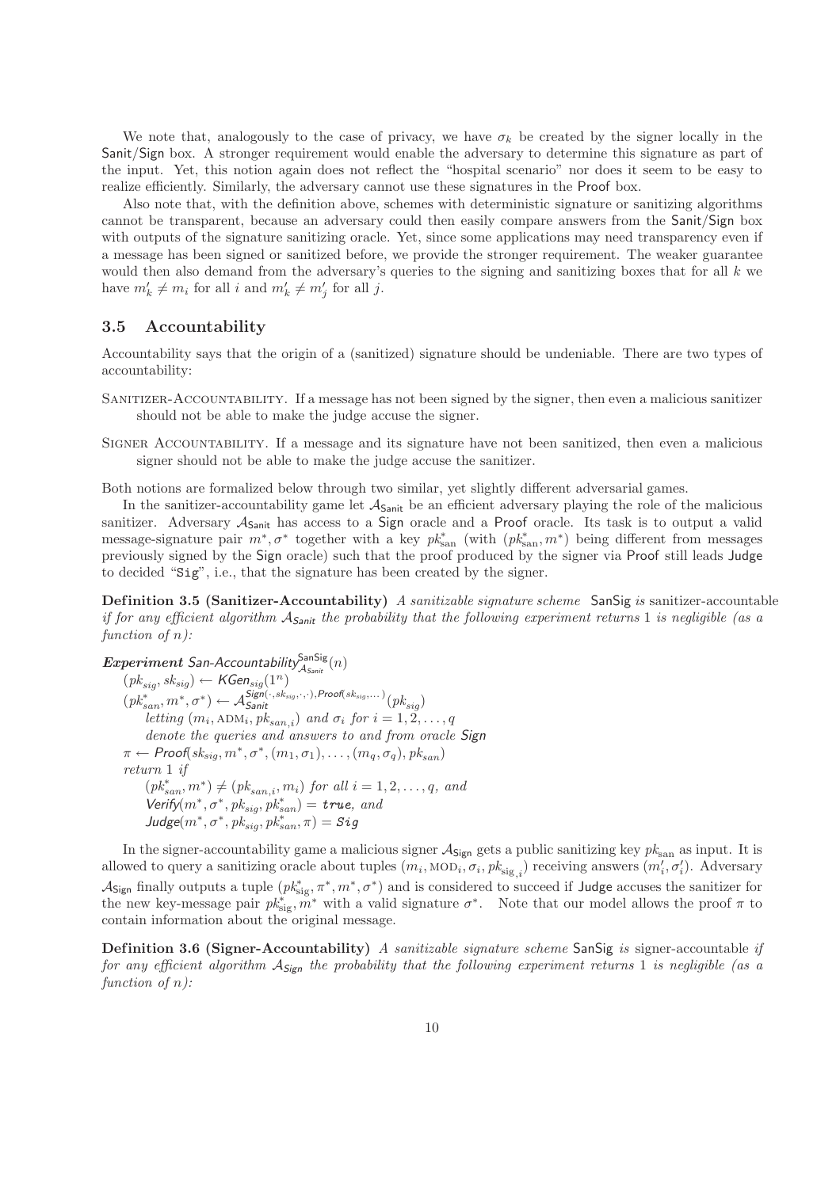We note that, analogously to the case of privacy, we have $\sigma_k$ be created by the signer locally in the Sanit/Sign box. A stronger requirement would enable the adversary to determine this signature as part of the input. Yet, this notion again does not reflect the "hospital scenario" nor does it seem to be easy to realize efficiently. Similarly, the adversary cannot use these signatures in the Proof box.

Also note that, with the definition above, schemes with deterministic signature or sanitizing algorithms cannot be transparent, because an adversary could then easily compare answers from the Sanit/Sign box with outputs of the signature sanitizing oracle. Yet, since some applications may need transparency even if a message has been signed or sanitized before, we provide the stronger requirement. The weaker guarantee would then also demand from the adversary's queries to the signing and sanitizing boxes that for all $k$ we have $m'_k \neq m_i$ for all $i$ and $m'_k \neq m'_j$ for all $j$.

### 3.5 Accountability

Accountability says that the origin of a (sanitized) signature should be undeniable. There are two types of accountability:

Sanitizer-Accountability. If a message has not been signed by the signer, then even a malicious sanitizer should not be able to make the judge accuse the signer.

Signer Accountability. If a message and its signature have not been sanitized, then even a malicious signer should not be able to make the judge accuse the sanitizer.

Both notions are formalized below through two similar, yet slightly different adversarial games.

In the sanitizer-accountability game let $\mathcal{A}_{\mathsf{Sanit}}$ be an efficient adversary playing the role of the malicious sanitizer. Adversary $\mathcal{A}_{\mathsf{Sanit}}$ has access to a Sign oracle and a Proof oracle. Its task is to output a valid message-signature pair $m^*, \sigma^*$ together with a key $pk^*_{\text{san}}$ (with $(pk^*_{\text{san}}, m^*)$ being different from messages previously signed by the Sign oracle) such that the proof produced by the signer via Proof still leads Judge to decided "Sig", i.e., that the signature has been created by the signer.

**Definition 3.5 (Sanitizer-Accountability)** *A sanitizable signature scheme* SanSig *is* sanitizer-accountable *if for any efficient algorithm $\mathcal{A}_{\mathsf{Sanit}}$ the probability that the following experiment returns* 1 *is negligible (as a function of $n$):*

***Experiment*** *San-Accountability*$^{\mathsf{SanSig}}_{\mathcal{A}_{\mathsf{Sanit}}}(n)$
$(pk_{sig}, sk_{sig}) \leftarrow \mathsf{KGen}_{sig}(1^n)$
$(pk^*_{san}, m^*, \sigma^*) \leftarrow \mathcal{A}_{\mathsf{Sanit}}^{\mathsf{Sign}(\cdot, sk_{sig}, \cdot, \cdot), \mathsf{Proof}(sk_{sig}, \dots)}(pk_{sig})$
*letting* $(m_i, \text{ADM}_i, pk_{san,i})$ *and* $\sigma_i$ *for* $i = 1, 2, \dots, q$
*denote the queries and answers to and from oracle* Sign
$\pi \leftarrow \mathsf{Proof}(sk_{sig}, m^*, \sigma^*, (m_1, \sigma_1), \dots, (m_q, \sigma_q), pk_{san})$
*return* 1 *if*
$(pk^*_{san}, m^*) \neq (pk_{san,i}, m_i)$ *for all* $i = 1, 2, \dots, q$*, and*
$\mathsf{Verify}(m^*, \sigma^*, pk_{sig}, pk^*_{san}) = \texttt{true}$*, and*
$\mathsf{Judge}(m^*, \sigma^*, pk_{sig}, pk^*_{san}, \pi) = \texttt{Sig}$

In the signer-accountability game a malicious signer $\mathcal{A}_{\mathsf{Sign}}$ gets a public sanitizing key $pk_{\text{san}}$ as input. It is allowed to query a sanitizing oracle about tuples $(m_i, \text{MOD}_i, \sigma_i, pk_{\text{sig},i})$ receiving answers $(m'_i, \sigma'_i)$. Adversary $\mathcal{A}_{\mathsf{Sign}}$ finally outputs a tuple $(pk^*_{\text{sig}}, \pi^*, m^*, \sigma^*)$ and is considered to succeed if Judge accuses the sanitizer for the new key-message pair $pk^*_{\text{sig}}, m^*$ with a valid signature $\sigma^*$. Note that our model allows the proof $\pi$ to contain information about the original message.

**Definition 3.6 (Signer-Accountability)** *A sanitizable signature scheme* SanSig *is* signer-accountable *if for any efficient algorithm $\mathcal{A}_{\mathsf{Sign}}$ the probability that the following experiment returns* 1 *is negligible (as a function of $n$):*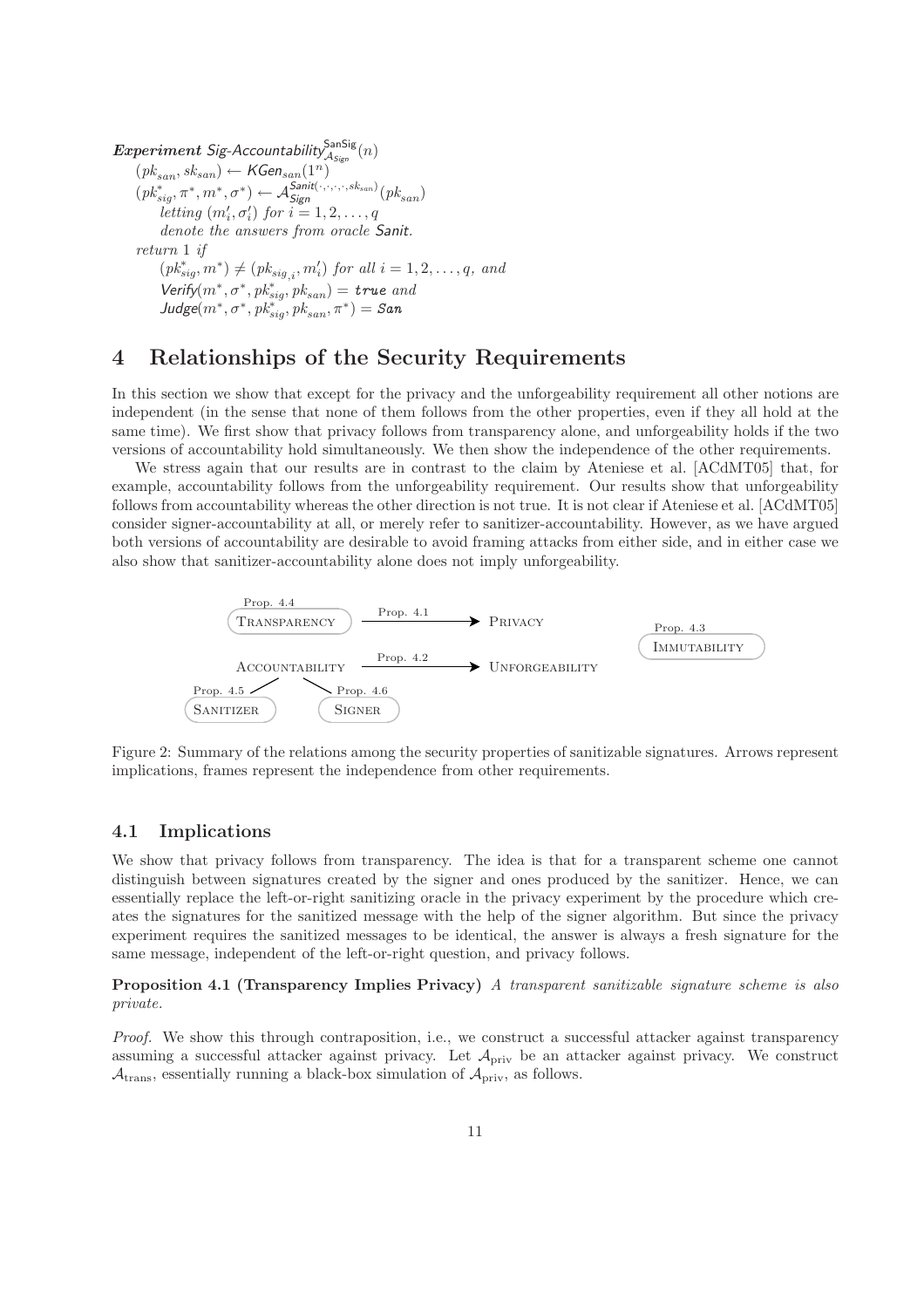**Experiment** $\mathsf{Sig\text{-}Accountability}^{\mathsf{SanSig}}_{\mathcal{A}_{\mathsf{Sign}}}(n)$

$(pk_{san}, sk_{san}) \leftarrow \mathsf{KGen}_{san}(1^n)$
$(pk^*_{sig}, \pi^*, m^*, \sigma^*) \leftarrow \mathcal{A}^{\mathsf{Sanit}(\cdot,\cdot,\cdot,\cdot,sk_{san})}_{\mathsf{Sign}}(pk_{san})$
*letting* $(m'_i, \sigma'_i)$ *for* $i = 1, 2, \ldots, q$
*denote the answers from oracle* Sanit.
*return* 1 *if*
$(pk^*_{sig}, m^*) \neq (pk_{sig,i}, m'_i)$ *for all* $i = 1, 2, \ldots, q$, *and*
$\mathsf{Verify}(m^*, \sigma^*, pk^*_{sig}, pk_{san}) = \mathtt{true}$ *and*
$\mathsf{Judge}(m^*, \sigma^*, pk^*_{sig}, pk_{san}, \pi^*) = \mathtt{San}$

# 4 Relationships of the Security Requirements

In this section we show that except for the privacy and the unforgeability requirement all other notions are independent (in the sense that none of them follows from the other properties, even if they all hold at the same time). We first show that privacy follows from transparency alone, and unforgeability holds if the two versions of accountability hold simultaneously. We then show the independence of the other requirements.

We stress again that our results are in contrast to the claim by Ateniese et al. [ACdMT05] that, for example, accountability follows from the unforgeability requirement. Our results show that unforgeability follows from accountability whereas the other direction is not true. It is not clear if Ateniese et al. [ACdMT05] consider signer-accountability at all, or merely refer to sanitizer-accountability. However, as we have argued both versions of accountability are desirable to avoid framing attacks from either side, and in either case we also show that sanitizer-accountability alone does not imply unforgeability.

```
Prop. 4.4
(TRANSPARENCY) --Prop. 4.1--> PRIVACY                      Prop. 4.3
                                                           (IMMUTABILITY)
ACCOUNTABILITY --Prop. 4.2--> UNFORGEABILITY
Prop. 4.5 /         \ Prop. 4.6
(SANITIZER)        (SIGNER)
```

Figure 2: Summary of the relations among the security properties of sanitizable signatures. Arrows represent implications, frames represent the independence from other requirements.

## 4.1 Implications

We show that privacy follows from transparency. The idea is that for a transparent scheme one cannot distinguish between signatures created by the signer and ones produced by the sanitizer. Hence, we can essentially replace the left-or-right sanitizing oracle in the privacy experiment by the procedure which creates the signatures for the sanitized message with the help of the signer algorithm. But since the privacy experiment requires the sanitized messages to be identical, the answer is always a fresh signature for the same message, independent of the left-or-right question, and privacy follows.

**Proposition 4.1 (Transparency Implies Privacy)** *A transparent sanitizable signature scheme is also private.*

*Proof.* We show this through contraposition, i.e., we construct a successful attacker against transparency assuming a successful attacker against privacy. Let $\mathcal{A}_{\text{priv}}$ be an attacker against privacy. We construct $\mathcal{A}_{\text{trans}}$, essentially running a black-box simulation of $\mathcal{A}_{\text{priv}}$, as follows.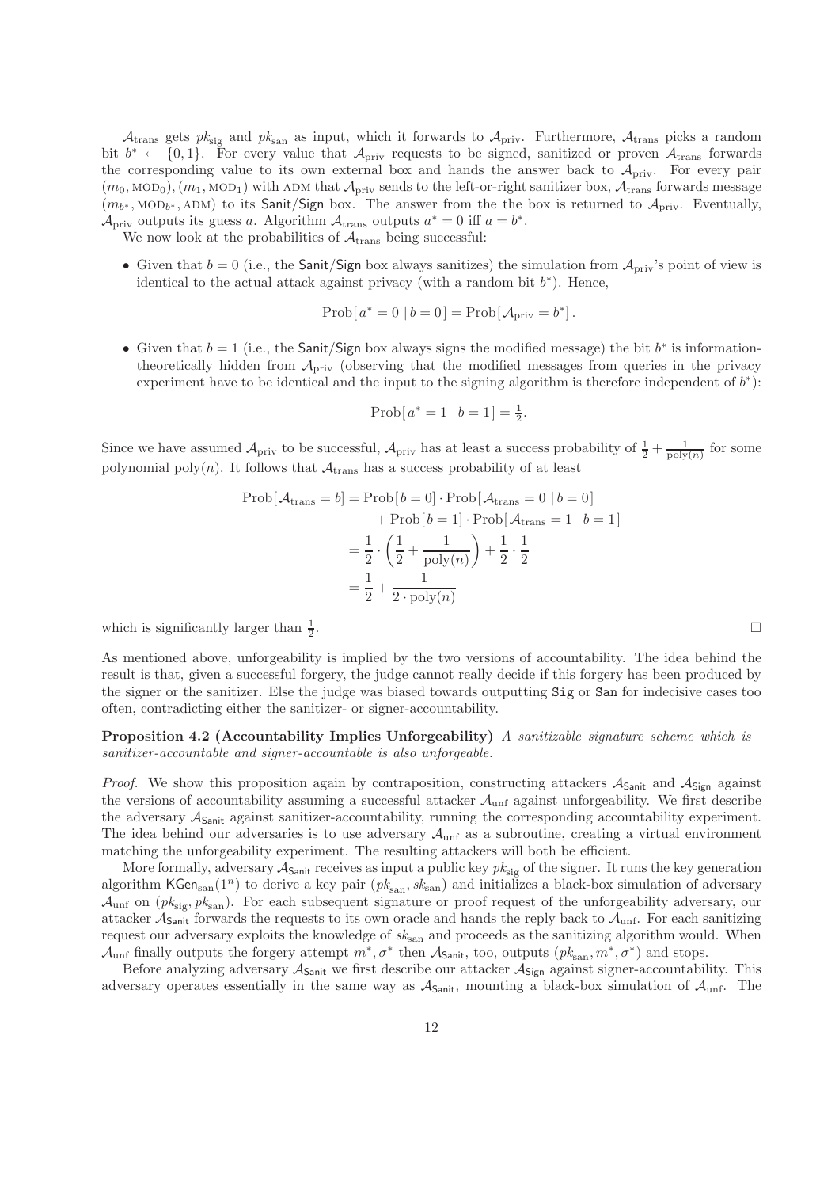$\mathcal{A}_{\text{trans}}$ gets $pk_{\text{sig}}$ and $pk_{\text{san}}$ as input, which it forwards to $\mathcal{A}_{\text{priv}}$. Furthermore, $\mathcal{A}_{\text{trans}}$ picks a random bit $b^* \leftarrow \{0,1\}$. For every value that $\mathcal{A}_{\text{priv}}$ requests to be signed, sanitized or proven $\mathcal{A}_{\text{trans}}$ forwards the corresponding value to its own external box and hands the answer back to $\mathcal{A}_{\text{priv}}$. For every pair $(m_0, \text{MOD}_0), (m_1, \text{MOD}_1)$ with ADM that $\mathcal{A}_{\text{priv}}$ sends to the left-or-right sanitizer box, $\mathcal{A}_{\text{trans}}$ forwards message $(m_{b^*}, \text{MOD}_{b^*}, \text{ADM})$ to its $\mathsf{Sanit}/\mathsf{Sign}$ box. The answer from the the box is returned to $\mathcal{A}_{\text{priv}}$. Eventually, $\mathcal{A}_{\text{priv}}$ outputs its guess $a$. Algorithm $\mathcal{A}_{\text{trans}}$ outputs $a^* = 0$ iff $a = b^*$.

We now look at the probabilities of $\mathcal{A}_{\text{trans}}$ being successful:

- Given that $b = 0$ (i.e., the $\mathsf{Sanit}/\mathsf{Sign}$ box always sanitizes) the simulation from $\mathcal{A}_{\text{priv}}$'s point of view is identical to the actual attack against privacy (with a random bit $b^*$). Hence,

$$\text{Prob}[\,a^* = 0 \mid b = 0] = \text{Prob}[\,\mathcal{A}_{\text{priv}} = b^*]\,.$$

- Given that $b = 1$ (i.e., the $\mathsf{Sanit}/\mathsf{Sign}$ box always signs the modified message) the bit $b^*$ is information-theoretically hidden from $\mathcal{A}_{\text{priv}}$ (observing that the modified messages from queries in the privacy experiment have to be identical and the input to the signing algorithm is therefore independent of $b^*$):

$$\text{Prob}[\,a^* = 1 \mid b = 1] = \tfrac{1}{2}.$$

Since we have assumed $\mathcal{A}_{\text{priv}}$ to be successful, $\mathcal{A}_{\text{priv}}$ has at least a success probability of $\frac{1}{2} + \frac{1}{\text{poly}(n)}$ for some polynomial $\text{poly}(n)$. It follows that $\mathcal{A}_{\text{trans}}$ has a success probability of at least

$$\begin{aligned}
\text{Prob}[\,\mathcal{A}_{\text{trans}} = b] &= \text{Prob}[\,b = 0] \cdot \text{Prob}[\,\mathcal{A}_{\text{trans}} = 0 \mid b = 0] \\
&\quad + \text{Prob}[\,b = 1] \cdot \text{Prob}[\,\mathcal{A}_{\text{trans}} = 1 \mid b = 1] \\
&= \frac{1}{2} \cdot \left( \frac{1}{2} + \frac{1}{\text{poly}(n)} \right) + \frac{1}{2} \cdot \frac{1}{2} \\
&= \frac{1}{2} + \frac{1}{2 \cdot \text{poly}(n)}
\end{aligned}$$

which is significantly larger than $\frac{1}{2}$. □

As mentioned above, unforgeability is implied by the two versions of accountability. The idea behind the result is that, given a successful forgery, the judge cannot really decide if this forgery has been produced by the signer or the sanitizer. Else the judge was biased towards outputting `Sig` or `San` for indecisive cases too often, contradicting either the sanitizer- or signer-accountability.

**Proposition 4.2 (Accountability Implies Unforgeability)** *A sanitizable signature scheme which is sanitizer-accountable and signer-accountable is also unforgeable.*

*Proof.* We show this proposition again by contraposition, constructing attackers $\mathcal{A}_{\mathsf{Sanit}}$ and $\mathcal{A}_{\mathsf{Sign}}$ against the versions of accountability assuming a successful attacker $\mathcal{A}_{\text{unf}}$ against unforgeability. We first describe the adversary $\mathcal{A}_{\mathsf{Sanit}}$ against sanitizer-accountability, running the corresponding accountability experiment. The idea behind our adversaries is to use adversary $\mathcal{A}_{\text{unf}}$ as a subroutine, creating a virtual environment matching the unforgeability experiment. The resulting attackers will both be efficient.

More formally, adversary $\mathcal{A}_{\mathsf{Sanit}}$ receives as input a public key $pk_{\text{sig}}$ of the signer. It runs the key generation algorithm $\mathsf{KGen}_{\text{san}}(1^n)$ to derive a key pair $(pk_{\text{san}}, sk_{\text{san}})$ and initializes a black-box simulation of adversary $\mathcal{A}_{\text{unf}}$ on $(pk_{\text{sig}}, pk_{\text{san}})$. For each subsequent signature or proof request of the unforgeability adversary, our attacker $\mathcal{A}_{\mathsf{Sanit}}$ forwards the requests to its own oracle and hands the reply back to $\mathcal{A}_{\text{unf}}$. For each sanitizing request our adversary exploits the knowledge of $sk_{\text{san}}$ and proceeds as the sanitizing algorithm would. When $\mathcal{A}_{\text{unf}}$ finally outputs the forgery attempt $m^*, \sigma^*$ then $\mathcal{A}_{\mathsf{Sanit}}$, too, outputs $(pk_{\text{san}}, m^*, \sigma^*)$ and stops.

Before analyzing adversary $\mathcal{A}_{\mathsf{Sanit}}$ we first describe our attacker $\mathcal{A}_{\mathsf{Sign}}$ against signer-accountability. This adversary operates essentially in the same way as $\mathcal{A}_{\mathsf{Sanit}}$, mounting a black-box simulation of $\mathcal{A}_{\text{unf}}$. The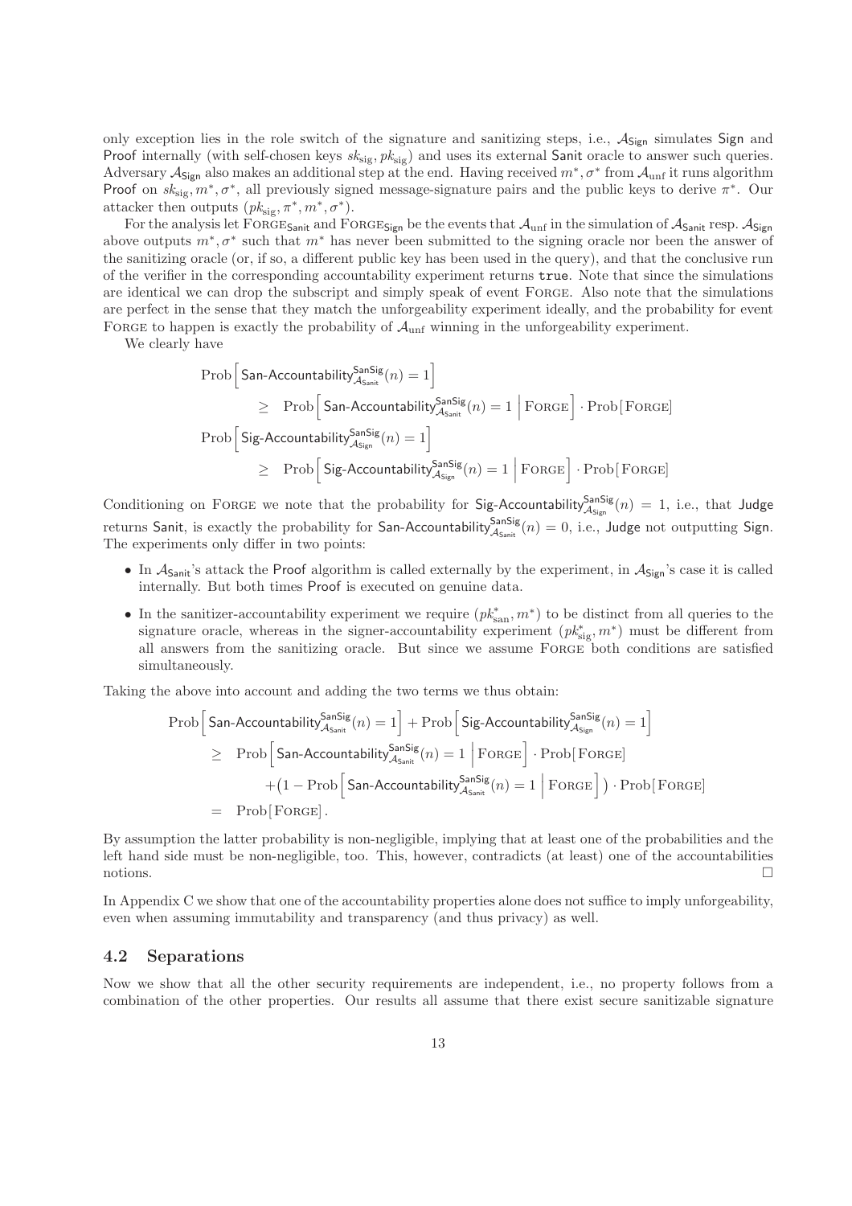only exception lies in the role switch of the signature and sanitizing steps, i.e., $\mathcal{A}_{\mathsf{Sign}}$ simulates $\mathsf{Sign}$ and $\mathsf{Proof}$ internally (with self-chosen keys $sk_{\mathrm{sig}}, pk_{\mathrm{sig}}$) and uses its external $\mathsf{Sanit}$ oracle to answer such queries. Adversary $\mathcal{A}_{\mathsf{Sign}}$ also makes an additional step at the end. Having received $m^*, \sigma^*$ from $\mathcal{A}_{\mathrm{unf}}$ it runs algorithm $\mathsf{Proof}$ on $sk_{\mathrm{sig}}, m^*, \sigma^*$, all previously signed message-signature pairs and the public keys to derive $\pi^*$. Our attacker then outputs $(pk_{\mathrm{sig}}, \pi^*, m^*, \sigma^*)$.

For the analysis let $\textsc{Forge}_{\mathsf{Sanit}}$ and $\textsc{Forge}_{\mathsf{Sign}}$ be the events that $\mathcal{A}_{\mathrm{unf}}$ in the simulation of $\mathcal{A}_{\mathsf{Sanit}}$ resp. $\mathcal{A}_{\mathsf{Sign}}$ above outputs $m^*, \sigma^*$ such that $m^*$ has never been submitted to the signing oracle nor been the answer of the sanitizing oracle (or, if so, a different public key has been used in the query), and that the conclusive run of the verifier in the corresponding accountability experiment returns `true`. Note that since the simulations are identical we can drop the subscript and simply speak of event $\textsc{Forge}$. Also note that the simulations are perfect in the sense that they match the unforgeability experiment ideally, and the probability for event $\textsc{Forge}$ to happen is exactly the probability of $\mathcal{A}_{\mathrm{unf}}$ winning in the unforgeability experiment.

We clearly have

$$
\begin{aligned}
&\mathrm{Prob}\Big[\,\mathsf{San\text{-}Accountability}^{\mathsf{SanSig}}_{\mathcal{A}_{\mathsf{Sanit}}}(n)=1\Big] \\
&\qquad \geq \ \mathrm{Prob}\Big[\,\mathsf{San\text{-}Accountability}^{\mathsf{SanSig}}_{\mathcal{A}_{\mathsf{Sanit}}}(n)=1 \ \Big|\ \textsc{Forge}\Big]\cdot \mathrm{Prob}[\,\textsc{Forge}] \\
&\mathrm{Prob}\Big[\,\mathsf{Sig\text{-}Accountability}^{\mathsf{SanSig}}_{\mathcal{A}_{\mathsf{Sign}}}(n)=1\Big] \\
&\qquad \geq \ \mathrm{Prob}\Big[\,\mathsf{Sig\text{-}Accountability}^{\mathsf{SanSig}}_{\mathcal{A}_{\mathsf{Sign}}}(n)=1 \ \Big|\ \textsc{Forge}\Big]\cdot \mathrm{Prob}[\,\textsc{Forge}]
\end{aligned}
$$

Conditioning on $\textsc{Forge}$ we note that the probability for $\mathsf{Sig\text{-}Accountability}^{\mathsf{SanSig}}_{\mathcal{A}_{\mathsf{Sign}}}(n)=1$, i.e., that $\mathsf{Judge}$ returns $\mathsf{Sanit}$, is exactly the probability for $\mathsf{San\text{-}Accountability}^{\mathsf{SanSig}}_{\mathcal{A}_{\mathsf{Sanit}}}(n)=0$, i.e., $\mathsf{Judge}$ not outputting $\mathsf{Sign}$. The experiments only differ in two points:

- In $\mathcal{A}_{\mathsf{Sanit}}$'s attack the $\mathsf{Proof}$ algorithm is called externally by the experiment, in $\mathcal{A}_{\mathsf{Sign}}$'s case it is called internally. But both times $\mathsf{Proof}$ is executed on genuine data.
- In the sanitizer-accountability experiment we require $(pk^*_{\mathrm{san}}, m^*)$ to be distinct from all queries to the signature oracle, whereas in the signer-accountability experiment $(pk^*_{\mathrm{sig}}, m^*)$ must be different from all answers from the sanitizing oracle. But since we assume $\textsc{Forge}$ both conditions are satisfied simultaneously.

Taking the above into account and adding the two terms we thus obtain:

$$
\begin{aligned}
&\mathrm{Prob}\Big[\,\mathsf{San\text{-}Accountability}^{\mathsf{SanSig}}_{\mathcal{A}_{\mathsf{Sanit}}}(n)=1\Big] + \mathrm{Prob}\Big[\,\mathsf{Sig\text{-}Accountability}^{\mathsf{SanSig}}_{\mathcal{A}_{\mathsf{Sign}}}(n)=1\Big] \\
&\quad \geq \ \mathrm{Prob}\Big[\,\mathsf{San\text{-}Accountability}^{\mathsf{SanSig}}_{\mathcal{A}_{\mathsf{Sanit}}}(n)=1 \ \Big|\ \textsc{Forge}\Big]\cdot \mathrm{Prob}[\,\textsc{Forge}] \\
&\qquad\qquad + \big(1-\mathrm{Prob}\Big[\,\mathsf{San\text{-}Accountability}^{\mathsf{SanSig}}_{\mathcal{A}_{\mathsf{Sanit}}}(n)=1 \ \Big|\ \textsc{Forge}\Big]\,\big)\cdot \mathrm{Prob}[\,\textsc{Forge}] \\
&\quad = \ \mathrm{Prob}[\,\textsc{Forge}\,].
\end{aligned}
$$

By assumption the latter probability is non-negligible, implying that at least one of the probabilities and the left hand side must be non-negligible, too. This, however, contradicts (at least) one of the accountabilities notions. $\square$

In Appendix C we show that one of the accountability properties alone does not suffice to imply unforgeability, even when assuming immutability and transparency (and thus privacy) as well.

### 4.2 Separations

Now we show that all the other security requirements are independent, i.e., no property follows from a combination of the other properties. Our results all assume that there exist secure sanitizable signature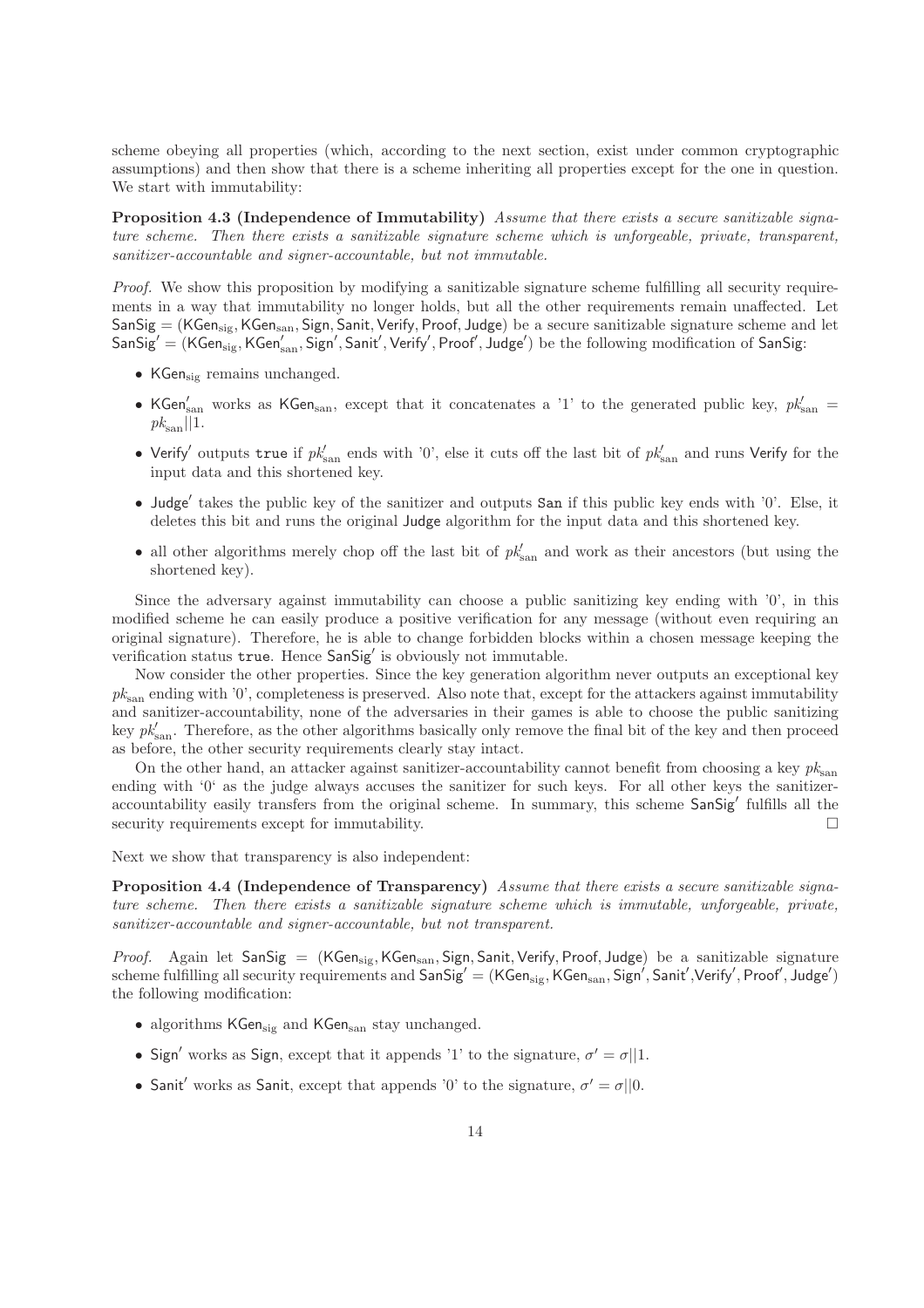scheme obeying all properties (which, according to the next section, exist under common cryptographic assumptions) and then show that there is a scheme inheriting all properties except for the one in question. We start with immutability:

**Proposition 4.3 (Independence of Immutability)** *Assume that there exists a secure sanitizable signature scheme. Then there exists a sanitizable signature scheme which is unforgeable, private, transparent, sanitizer-accountable and signer-accountable, but not immutable.*

*Proof.* We show this proposition by modifying a sanitizable signature scheme fulfilling all security requirements in a way that immutability no longer holds, but all the other requirements remain unaffected. Let $\mathsf{SanSig} = (\mathsf{KGen}_{\text{sig}}, \mathsf{KGen}_{\text{san}}, \mathsf{Sign}, \mathsf{Sanit}, \mathsf{Verify}, \mathsf{Proof}, \mathsf{Judge})$ be a secure sanitizable signature scheme and let $\mathsf{SanSig}' = (\mathsf{KGen}_{\text{sig}}, \mathsf{KGen}'_{\text{san}}, \mathsf{Sign}', \mathsf{Sanit}', \mathsf{Verify}', \mathsf{Proof}', \mathsf{Judge}')$ be the following modification of $\mathsf{SanSig}$:

- $\mathsf{KGen}_{\text{sig}}$ remains unchanged.
- $\mathsf{KGen}'_{\text{san}}$ works as $\mathsf{KGen}_{\text{san}}$, except that it concatenates a '1' to the generated public key, $pk'_{\text{san}} = pk_{\text{san}}||1$.
- $\mathsf{Verify}'$ outputs `true` if $pk'_{\text{san}}$ ends with '0', else it cuts off the last bit of $pk'_{\text{san}}$ and runs $\mathsf{Verify}$ for the input data and this shortened key.
- $\mathsf{Judge}'$ takes the public key of the sanitizer and outputs `San` if this public key ends with '0'. Else, it deletes this bit and runs the original $\mathsf{Judge}$ algorithm for the input data and this shortened key.
- all other algorithms merely chop off the last bit of $pk'_{\text{san}}$ and work as their ancestors (but using the shortened key).

Since the adversary against immutability can choose a public sanitizing key ending with '0', in this modified scheme he can easily produce a positive verification for any message (without even requiring an original signature). Therefore, he is able to change forbidden blocks within a chosen message keeping the verification status `true`. Hence $\mathsf{SanSig}'$ is obviously not immutable.

Now consider the other properties. Since the key generation algorithm never outputs an exceptional key $pk_{\text{san}}$ ending with '0', completeness is preserved. Also note that, except for the attackers against immutability and sanitizer-accountability, none of the adversaries in their games is able to choose the public sanitizing key $pk'_{\text{san}}$. Therefore, as the other algorithms basically only remove the final bit of the key and then proceed as before, the other security requirements clearly stay intact.

On the other hand, an attacker against sanitizer-accountability cannot benefit from choosing a key $pk_{\text{san}}$ ending with '0' as the judge always accuses the sanitizer for such keys. For all other keys the sanitizer-accountability easily transfers from the original scheme. In summary, this scheme $\mathsf{SanSig}'$ fulfills all the security requirements except for immutability. □

Next we show that transparency is also independent:

**Proposition 4.4 (Independence of Transparency)** *Assume that there exists a secure sanitizable signature scheme. Then there exists a sanitizable signature scheme which is immutable, unforgeable, private, sanitizer-accountable and signer-accountable, but not transparent.*

*Proof.* Again let $\mathsf{SanSig} = (\mathsf{KGen}_{\text{sig}}, \mathsf{KGen}_{\text{san}}, \mathsf{Sign}, \mathsf{Sanit}, \mathsf{Verify}, \mathsf{Proof}, \mathsf{Judge})$ be a sanitizable signature scheme fulfilling all security requirements and $\mathsf{SanSig}' = (\mathsf{KGen}_{\text{sig}}, \mathsf{KGen}_{\text{san}}, \mathsf{Sign}', \mathsf{Sanit}', \mathsf{Verify}', \mathsf{Proof}', \mathsf{Judge}')$ the following modification:

- algorithms $\mathsf{KGen}_{\text{sig}}$ and $\mathsf{KGen}_{\text{san}}$ stay unchanged.
- $\mathsf{Sign}'$ works as $\mathsf{Sign}$, except that it appends '1' to the signature, $\sigma' = \sigma||1$.
- $\mathsf{Sanit}'$ works as $\mathsf{Sanit}$, except that appends '0' to the signature, $\sigma' = \sigma||0$.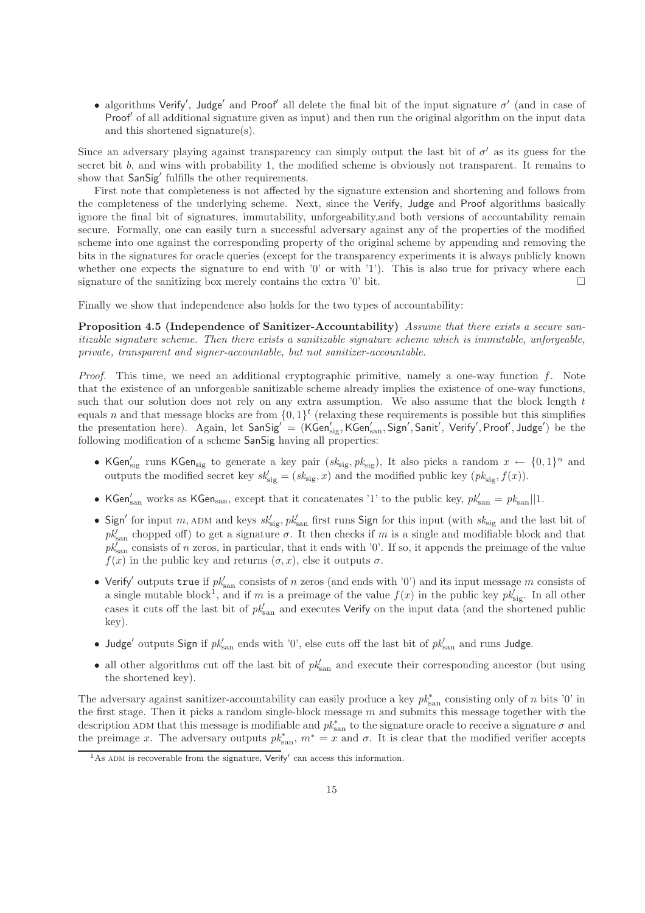- algorithms $\mathsf{Verify}'$, $\mathsf{Judge}'$ and $\mathsf{Proof}'$ all delete the final bit of the input signature $\sigma'$ (and in case of $\mathsf{Proof}'$ of all additional signature given as input) and then run the original algorithm on the input data and this shortened signature(s).

Since an adversary playing against transparency can simply output the last bit of $\sigma'$ as its guess for the secret bit $b$, and wins with probability 1, the modified scheme is obviously not transparent. It remains to show that $\mathsf{SanSig}'$ fulfills the other requirements.

First note that completeness is not affected by the signature extension and shortening and follows from the completeness of the underlying scheme. Next, since the $\mathsf{Verify}$, $\mathsf{Judge}$ and $\mathsf{Proof}$ algorithms basically ignore the final bit of signatures, immutability, unforgeability,and both versions of accountability remain secure. Formally, one can easily turn a successful adversary against any of the properties of the modified scheme into one against the corresponding property of the original scheme by appending and removing the bits in the signatures for oracle queries (except for the transparency experiments it is always publicly known whether one expects the signature to end with '0' or with '1'). This is also true for privacy where each signature of the sanitizing box merely contains the extra '0' bit. □

Finally we show that independence also holds for the two types of accountability:

**Proposition 4.5 (Independence of Sanitizer-Accountability)** *Assume that there exists a secure sanitizable signature scheme. Then there exists a sanitizable signature scheme which is immutable, unforgeable, private, transparent and signer-accountable, but not sanitizer-accountable.*

*Proof.* This time, we need an additional cryptographic primitive, namely a one-way function $f$. Note that the existence of an unforgeable sanitizable scheme already implies the existence of one-way functions, such that our solution does not rely on any extra assumption. We also assume that the block length $t$ equals $n$ and that message blocks are from $\{0,1\}^t$ (relaxing these requirements is possible but this simplifies the presentation here). Again, let $\mathsf{SanSig}' = (\mathsf{KGen}'_{\rm sig}, \mathsf{KGen}'_{\rm san}, \mathsf{Sign}', \mathsf{Sanit}', \mathsf{Verify}', \mathsf{Proof}', \mathsf{Judge}')$ be the following modification of a scheme $\mathsf{SanSig}$ having all properties:

- $\mathsf{KGen}'_{\rm sig}$ runs $\mathsf{KGen}_{\rm sig}$ to generate a key pair $(sk_{\rm sig}, pk_{\rm sig})$, It also picks a random $x \leftarrow \{0,1\}^n$ and outputs the modified secret key $sk'_{\rm sig} = (sk_{\rm sig}, x)$ and the modified public key $(pk_{\rm sig}, f(x))$.
- $\mathsf{KGen}'_{\rm san}$ works as $\mathsf{KGen}_{\rm san}$, except that it concatenates '1' to the public key, $pk'_{\rm san} = pk_{\rm san}||1$.
- $\mathsf{Sign}'$ for input $m$, ADM and keys $sk'_{\rm sig}, pk'_{\rm san}$ first runs $\mathsf{Sign}$ for this input (with $sk_{\rm sig}$ and the last bit of $pk'_{\rm san}$ chopped off) to get a signature $\sigma$. It then checks if $m$ is a single and modifiable block and that $pk'_{\rm san}$ consists of $n$ zeros, in particular, that it ends with '0'. If so, it appends the preimage of the value $f(x)$ in the public key and returns $(\sigma, x)$, else it outputs $\sigma$.
- $\mathsf{Verify}'$ outputs $\mathtt{true}$ if $pk'_{\rm san}$ consists of $n$ zeros (and ends with '0') and its input message $m$ consists of a single mutable block[1], and if $m$ is a preimage of the value $f(x)$ in the public key $pk'_{\rm sig}$. In all other cases it cuts off the last bit of $pk'_{\rm san}$ and executes $\mathsf{Verify}$ on the input data (and the shortened public key).
- $\mathsf{Judge}'$ outputs $\mathsf{Sign}$ if $pk'_{\rm san}$ ends with '0', else cuts off the last bit of $pk'_{\rm san}$ and runs $\mathsf{Judge}$.
- all other algorithms cut off the last bit of $pk'_{\rm san}$ and execute their corresponding ancestor (but using the shortened key).

The adversary against sanitizer-accountability can easily produce a key $pk^*_{\rm san}$ consisting only of $n$ bits '0' in the first stage. Then it picks a random single-block message $m$ and submits this message together with the description ADM that this message is modifiable and $pk^*_{\rm san}$ to the signature oracle to receive a signature $\sigma$ and the preimage $x$. The adversary outputs $pk^*_{\rm san}$, $m^* = x$ and $\sigma$. It is clear that the modified verifier accepts

[1] As ADM is recoverable from the signature, $\mathsf{Verify}'$ can access this information.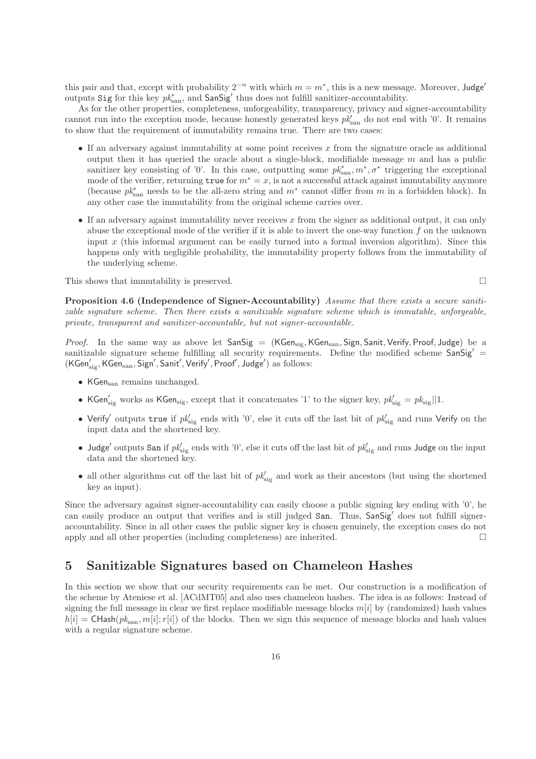this pair and that, except with probability $2^{-n}$ with which $m = m^*$, this is a new message. Moreover, $\mathsf{Judge}'$ outputs $\mathtt{Sig}$ for this key $pk^*_{\mathrm{san}}$, and $\mathsf{SanSig}'$ thus does not fulfill sanitizer-accountability.

As for the other properties, completeness, unforgeability, transparency, privacy and signer-accountability cannot run into the exception mode, because honestly generated keys $pk'_{\mathrm{san}}$ do not end with '0'. It remains to show that the requirement of immutability remains true. There are two cases:

- If an adversary against immutability at some point receives $x$ from the signature oracle as additional output then it has queried the oracle about a single-block, modifiable message $m$ and has a public sanitizer key consisting of '0'. In this case, outputting some $pk^*_{\mathrm{san}}, m^*, \sigma^*$ triggering the exceptional mode of the verifier, returning $\mathtt{true}$ for $m^* = x$, is not a successful attack against immutability anymore (because $pk^*_{\mathrm{san}}$ needs to be the all-zero string and $m^*$ cannot differ from $m$ in a forbidden block). In any other case the immutability from the original scheme carries over.
- If an adversary against immutability never receives $x$ from the signer as additional output, it can only abuse the exceptional mode of the verifier if it is able to invert the one-way function $f$ on the unknown input $x$ (this informal argument can be easily turned into a formal inversion algorithm). Since this happens only with negligible probability, the immutability property follows from the immutability of the underlying scheme.

This shows that immutability is preserved. □

**Proposition 4.6 (Independence of Signer-Accountability)** *Assume that there exists a secure sanitizable signature scheme. Then there exists a sanitizable signature scheme which is immutable, unforgeable, private, transparent and sanitizer-accountable, but not signer-accountable.*

*Proof.* In the same way as above let $\mathsf{SanSig} = (\mathsf{KGen}_{\mathrm{sig}}, \mathsf{KGen}_{\mathrm{san}}, \mathsf{Sign}, \mathsf{Sanit}, \mathsf{Verify}, \mathsf{Proof}, \mathsf{Judge})$ be a sanitizable signature scheme fulfilling all security requirements. Define the modified scheme $\mathsf{SanSig}' = (\mathsf{KGen}'_{\mathrm{sig}}, \mathsf{KGen}_{\mathrm{san}}, \mathsf{Sign}', \mathsf{Sanit}', \mathsf{Verify}', \mathsf{Proof}', \mathsf{Judge}')$ as follows:

- $\mathsf{KGen}_{\mathrm{san}}$ remains unchanged.
- $\mathsf{KGen}'_{\mathrm{sig}}$ works as $\mathsf{KGen}_{\mathrm{sig}}$, except that it concatenates '1' to the signer key, $pk'_{\mathrm{sig}} = pk_{\mathrm{sig}}||1$.
- $\mathsf{Verify}'$ outputs $\mathtt{true}$ if $pk'_{\mathrm{sig}}$ ends with '0', else it cuts off the last bit of $pk'_{\mathrm{sig}}$ and runs $\mathsf{Verify}$ on the input data and the shortened key.
- $\mathsf{Judge}'$ outputs $\mathtt{San}$ if $pk'_{\mathrm{sig}}$ ends with '0', else it cuts off the last bit of $pk'_{\mathrm{sig}}$ and runs $\mathsf{Judge}$ on the input data and the shortened key.
- all other algorithms cut off the last bit of $pk'_{\mathrm{sig}}$ and work as their ancestors (but using the shortened key as input).

Since the adversary against signer-accountability can easily choose a public signing key ending with '0', he can easily produce an output that verifies and is still judged $\mathtt{San}$. Thus, $\mathsf{SanSig}'$ does not fulfill signer-accountability. Since in all other cases the public signer key is chosen genuinely, the exception cases do not apply and all other properties (including completeness) are inherited. □

# 5 Sanitizable Signatures based on Chameleon Hashes

In this section we show that our security requirements can be met. Our construction is a modification of the scheme by Ateniese et al. [ACdMT05] and also uses chameleon hashes. The idea is as follows: Instead of signing the full message in clear we first replace modifiable message blocks $m[i]$ by (randomized) hash values $h[i] = \mathsf{CHash}(pk_{\mathrm{san}}, m[i]; r[i])$ of the blocks. Then we sign this sequence of message blocks and hash values with a regular signature scheme.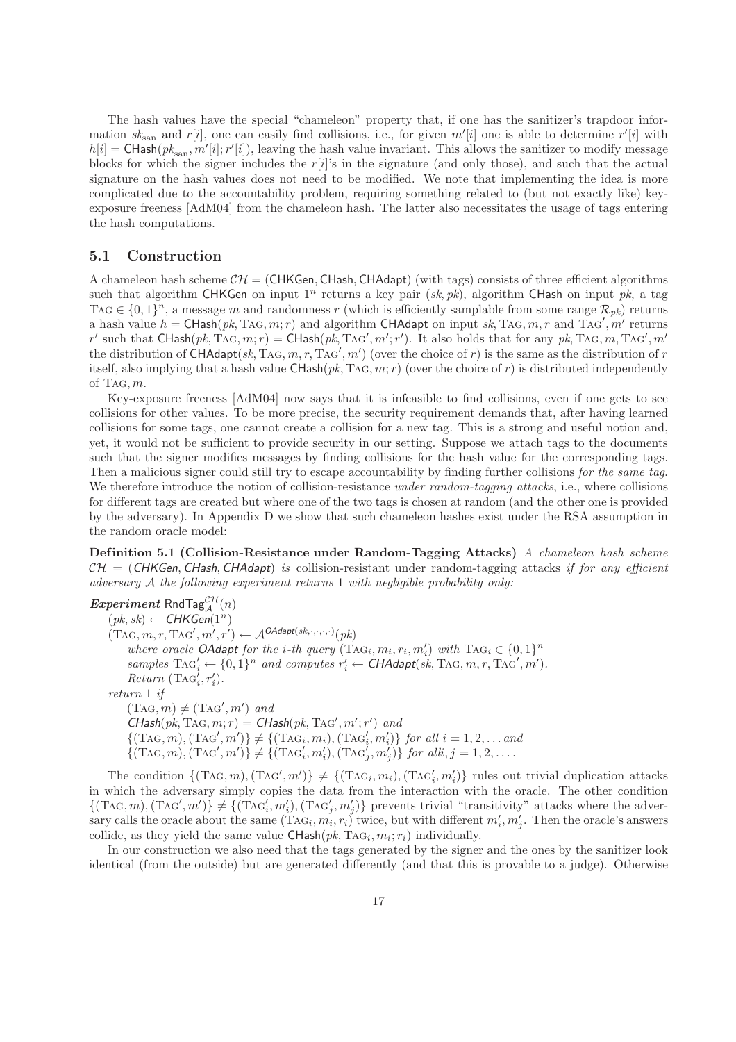The hash values have the special "chameleon" property that, if one has the sanitizer's trapdoor information $sk_{\text{san}}$ and $r[i]$, one can easily find collisions, i.e., for given $m'[i]$ one is able to determine $r'[i]$ with $h[i] = \mathsf{CHash}(pk_{\text{san}}, m'[i]; r'[i])$, leaving the hash value invariant. This allows the sanitizer to modify message blocks for which the signer includes the $r[i]$'s in the signature (and only those), and such that the actual signature on the hash values does not need to be modified. We note that implementing the idea is more complicated due to the accountability problem, requiring something related to (but not exactly like) key-exposure freeness [AdM04] from the chameleon hash. The latter also necessitates the usage of tags entering the hash computations.

## 5.1 Construction

A chameleon hash scheme $\mathcal{CH} = (\mathsf{CHKGen}, \mathsf{CHash}, \mathsf{CHAdapt})$ (with tags) consists of three efficient algorithms such that algorithm $\mathsf{CHKGen}$ on input $1^n$ returns a key pair $(sk, pk)$, algorithm $\mathsf{CHash}$ on input $pk$, a tag $\text{TAG} \in \{0,1\}^n$, a message $m$ and randomness $r$ (which is efficiently samplable from some range $\mathcal{R}_{pk}$) returns a hash value $h = \mathsf{CHash}(pk, \text{TAG}, m; r)$ and algorithm $\mathsf{CHAdapt}$ on input $sk, \text{TAG}, m, r$ and $\text{TAG}', m'$ returns $r'$ such that $\mathsf{CHash}(pk, \text{TAG}, m; r) = \mathsf{CHash}(pk, \text{TAG}', m'; r')$. It also holds that for any $pk, \text{TAG}, m, \text{TAG}', m'$ the distribution of $\mathsf{CHAdapt}(sk, \text{TAG}, m, r, \text{TAG}', m')$ (over the choice of $r$) is the same as the distribution of $r$ itself, also implying that a hash value $\mathsf{CHash}(pk, \text{TAG}, m; r)$ (over the choice of $r$) is distributed independently of $\text{TAG}, m$.

Key-exposure freeness [AdM04] now says that it is infeasible to find collisions, even if one gets to see collisions for other values. To be more precise, the security requirement demands that, after having learned collisions for some tags, one cannot create a collision for a new tag. This is a strong and useful notion and, yet, it would not be sufficient to provide security in our setting. Suppose we attach tags to the documents such that the signer modifies messages by finding collisions for the hash value for the corresponding tags. Then a malicious signer could still try to escape accountability by finding further collisions *for the same tag.* We therefore introduce the notion of collision-resistance *under random-tagging attacks*, i.e., where collisions for different tags are created but where one of the two tags is chosen at random (and the other one is provided by the adversary). In Appendix D we show that such chameleon hashes exist under the RSA assumption in the random oracle model:

**Definition 5.1 (Collision-Resistance under Random-Tagging Attacks)** *A chameleon hash scheme $\mathcal{CH} = (\mathsf{CHKGen}, \mathsf{CHash}, \mathsf{CHAdapt})$ is* collision-resistant under random-tagging attacks *if for any efficient adversary $\mathcal{A}$ the following experiment returns 1 with negligible probability only:*

***Experiment*** $\mathsf{RndTag}_{\mathcal{A}}^{\mathcal{CH}}(n)$
- $(pk, sk) \leftarrow \mathsf{CHKGen}(1^n)$
- $(\text{TAG}, m, r, \text{TAG}', m', r') \leftarrow \mathcal{A}^{\mathsf{OAdapt}(sk,\cdot,\cdot,\cdot,\cdot)}(pk)$
  - *where oracle* $\mathsf{OAdapt}$ *for the $i$-th query* $(\text{TAG}_i, m_i, r_i, m'_i)$ *with* $\text{TAG}_i \in \{0,1\}^n$ *samples* $\text{TAG}'_i \leftarrow \{0,1\}^n$ *and computes* $r'_i \leftarrow \mathsf{CHAdapt}(sk, \text{TAG}, m, r, \text{TAG}', m')$.
  - *Return* $(\text{TAG}'_i, r'_i)$.
- *return* 1 *if*
  - $(\text{TAG}, m) \neq (\text{TAG}', m')$ *and*
  - $\mathsf{CHash}(pk, \text{TAG}, m; r) = \mathsf{CHash}(pk, \text{TAG}', m'; r')$ *and*
  - $\{(\text{TAG}, m), (\text{TAG}', m')\} \neq \{(\text{TAG}_i, m_i), (\text{TAG}'_i, m'_i)\}$ *for all* $i = 1, 2, \ldots$ *and*
  - $\{(\text{TAG}, m), (\text{TAG}', m')\} \neq \{(\text{TAG}'_i, m'_i), (\text{TAG}'_j, m'_j)\}$ *for all* $i, j = 1, 2, \ldots$.

The condition $\{(\text{TAG}, m), (\text{TAG}', m')\} \neq \{(\text{TAG}_i, m_i), (\text{TAG}'_i, m'_i)\}$ rules out trivial duplication attacks in which the adversary simply copies the data from the interaction with the oracle. The other condition $\{(\text{TAG}, m), (\text{TAG}', m')\} \neq \{(\text{TAG}'_i, m'_i), (\text{TAG}'_j, m'_j)\}$ prevents trivial "transitivity" attacks where the adversary calls the oracle about the same $(\text{TAG}_i, m_i, r_i)$ twice, but with different $m'_i, m'_j$. Then the oracle's answers collide, as they yield the same value $\mathsf{CHash}(pk, \text{TAG}_i, m_i; r_i)$ individually.

In our construction we also need that the tags generated by the signer and the ones by the sanitizer look identical (from the outside) but are generated differently (and that this is provable to a judge). Otherwise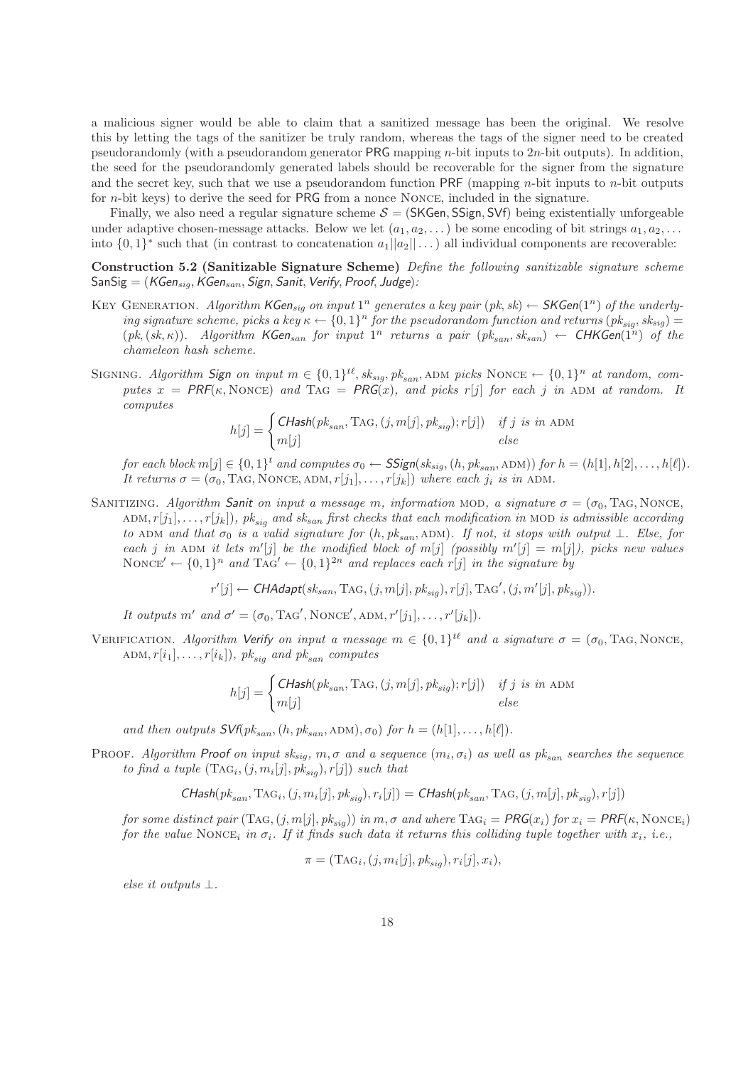a malicious signer would be able to claim that a sanitized message has been the original. We resolve this by letting the tags of the sanitizer be truly random, whereas the tags of the signer need to be created pseudorandomly (with a pseudorandom generator PRG mapping $n$-bit inputs to $2n$-bit outputs). In addition, the seed for the pseudorandomly generated labels should be recoverable for the signer from the signature and the secret key, such that we use a pseudorandom function PRF (mapping $n$-bit inputs to $n$-bit outputs for $n$-bit keys) to derive the seed for PRG from a nonce NONCE, included in the signature.

Finally, we also need a regular signature scheme $\mathcal{S} = (\mathsf{SKGen}, \mathsf{SSign}, \mathsf{SVf})$ being existentially unforgeable under adaptive chosen-message attacks. Below we let $(a_1, a_2, \dots)$ be some encoding of bit strings $a_1, a_2, \dots$ into $\{0,1\}^*$ such that (in contrast to concatenation $a_1||a_2||\dots$) all individual components are recoverable:

**Construction 5.2 (Sanitizable Signature Scheme)** *Define the following sanitizable signature scheme* $\mathsf{SanSig} = (\mathsf{KGen}_{sig}, \mathsf{KGen}_{san}, \mathsf{Sign}, \mathsf{Sanit}, \mathsf{Verify}, \mathsf{Proof}, \mathsf{Judge})$*:*

KEY GENERATION. *Algorithm $\mathsf{KGen}_{sig}$ on input $1^n$ generates a key pair $(pk, sk) \leftarrow \mathsf{SKGen}(1^n)$ of the underlying signature scheme, picks a key $\kappa \leftarrow \{0,1\}^n$ for the pseudorandom function and returns $(pk_{sig}, sk_{sig}) = (pk, (sk, \kappa))$. Algorithm $\mathsf{KGen}_{san}$ for input $1^n$ returns a pair $(pk_{san}, sk_{san}) \leftarrow \mathsf{CHKGen}(1^n)$ of the chameleon hash scheme.*

SIGNING. *Algorithm $\mathsf{Sign}$ on input $m \in \{0,1\}^{t\ell}, sk_{sig}, pk_{san}, \text{ADM}$ picks $\text{NONCE} \leftarrow \{0,1\}^n$ at random, computes $x = \mathsf{PRF}(\kappa, \text{NONCE})$ and $\text{TAG} = \mathsf{PRG}(x)$, and picks $r[j]$ for each $j$ in ADM at random. It computes*

$$h[j] = \begin{cases} \mathsf{CHash}(pk_{san}, \text{TAG}, (j, m[j], pk_{sig}); r[j]) & \text{if } j \text{ is in ADM} \\ m[j] & \text{else} \end{cases}$$

*for each block $m[j] \in \{0,1\}^t$ and computes $\sigma_0 \leftarrow \mathsf{SSign}(sk_{sig}, (h, pk_{san}, \text{ADM}))$ for $h = (h[1], h[2], \dots, h[\ell])$. It returns $\sigma = (\sigma_0, \text{TAG}, \text{NONCE}, \text{ADM}, r[j_1], \dots, r[j_k])$ where each $j_i$ is in ADM.*

SANITIZING. *Algorithm $\mathsf{Sanit}$ on input a message $m$, information MOD, a signature $\sigma = (\sigma_0, \text{TAG}, \text{NONCE}, \text{ADM}, r[j_1], \dots, r[j_k])$, $pk_{sig}$ and $sk_{san}$ first checks that each modification in MOD is admissible according to ADM and that $\sigma_0$ is a valid signature for $(h, pk_{san}, \text{ADM})$. If not, it stops with output $\perp$. Else, for each $j$ in ADM it lets $m'[j]$ be the modified block of $m[j]$ (possibly $m'[j] = m[j]$), picks new values $\text{NONCE}' \leftarrow \{0,1\}^n$ and $\text{TAG}' \leftarrow \{0,1\}^{2n}$ and replaces each $r[j]$ in the signature by*

$$r'[j] \leftarrow \mathsf{CHAdapt}(sk_{san}, \text{TAG}, (j, m[j], pk_{sig}), r[j], \text{TAG}', (j, m'[j], pk_{sig})).$$

*It outputs $m'$ and $\sigma' = (\sigma_0, \text{TAG}', \text{NONCE}', \text{ADM}, r'[j_1], \dots, r'[j_k])$.*

VERIFICATION. *Algorithm $\mathsf{Verify}$ on input a message $m \in \{0,1\}^{t\ell}$ and a signature $\sigma = (\sigma_0, \text{TAG}, \text{NONCE}, \text{ADM}, r[i_1], \dots, r[i_k])$, $pk_{sig}$ and $pk_{san}$ computes*

$$h[j] = \begin{cases} \mathsf{CHash}(pk_{san}, \text{TAG}, (j, m[j], pk_{sig}); r[j]) & \text{if } j \text{ is in ADM} \\ m[j] & \text{else} \end{cases}$$

*and then outputs $\mathsf{SVf}(pk_{san}, (h, pk_{san}, \text{ADM}), \sigma_0)$ for $h = (h[1], \dots, h[\ell])$.*

PROOF. *Algorithm $\mathsf{Proof}$ on input $sk_{sig}$, $m, \sigma$ and a sequence $(m_i, \sigma_i)$ as well as $pk_{san}$ searches the sequence to find a tuple $(\text{TAG}_i, (j, m_i[j], pk_{sig}), r[j])$ such that*

$$\mathsf{CHash}(pk_{san}, \text{TAG}_i, (j, m_i[j], pk_{sig}), r_i[j]) = \mathsf{CHash}(pk_{san}, \text{TAG}, (j, m[j], pk_{sig}), r[j])$$

*for some distinct pair $(\text{TAG}, (j, m[j], pk_{sig}))$ in $m, \sigma$ and where $\text{TAG}_i = \mathsf{PRG}(x_i)$ for $x_i = \mathsf{PRF}(\kappa, \text{NONCE}_i)$ for the value $\text{NONCE}_i$ in $\sigma_i$. If it finds such data it returns this colliding tuple together with $x_i$, i.e.,*

$$\pi = (\text{TAG}_i, (j, m_i[j], pk_{sig}), r_i[j], x_i),$$

*else it outputs $\perp$.*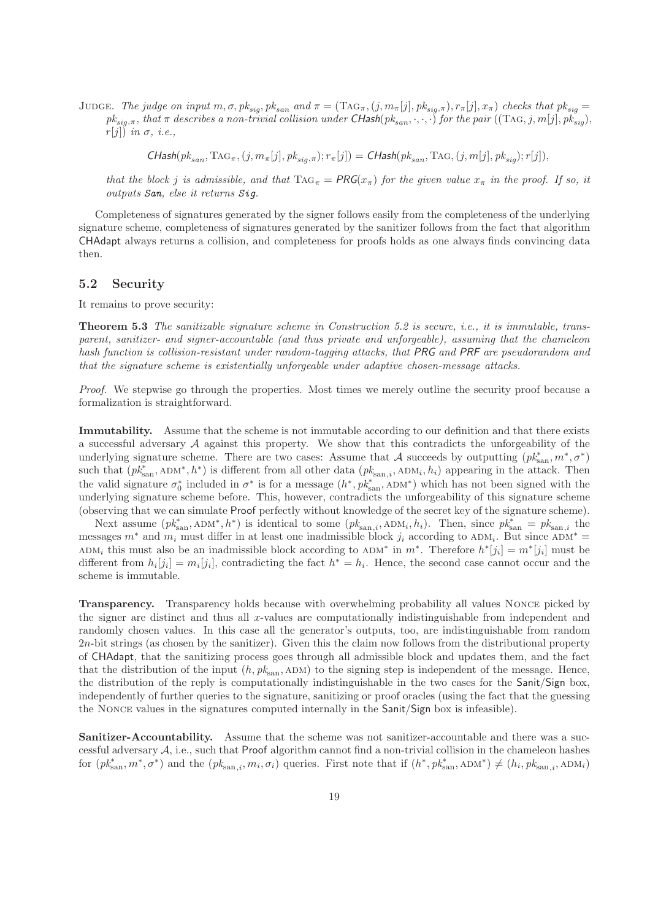JUDGE. *The judge on input $m, \sigma, pk_{sig}, pk_{san}$ and $\pi = (\text{TAG}_\pi, (j, m_\pi[j], pk_{sig,\pi}), r_\pi[j], x_\pi)$ checks that $pk_{sig} = pk_{sig,\pi}$, that $\pi$ describes a non-trivial collision under $\mathsf{CHash}(pk_{san}, \cdot, \cdot, \cdot)$ for the pair $((\text{TAG}, j, m[j], pk_{sig}), r[j])$ in $\sigma$, i.e.,*

$$\mathsf{CHash}(pk_{san}, \text{TAG}_\pi, (j, m_\pi[j], pk_{sig,\pi}); r_\pi[j]) = \mathsf{CHash}(pk_{san}, \text{TAG}, (j, m[j], pk_{sig}); r[j]),$$

*that the block $j$ is admissible, and that $\text{TAG}_\pi = \mathsf{PRG}(x_\pi)$ for the given value $x_\pi$ in the proof. If so, it outputs **San**, else it returns **Sig**.*

Completeness of signatures generated by the signer follows easily from the completeness of the underlying signature scheme, completeness of signatures generated by the sanitizer follows from the fact that algorithm CHAdapt always returns a collision, and completeness for proofs holds as one always finds convincing data then.

## 5.2 Security

It remains to prove security:

**Theorem 5.3** *The sanitizable signature scheme in Construction 5.2 is secure, i.e., it is immutable, transparent, sanitizer- and signer-accountable (and thus private and unforgeable), assuming that the chameleon hash function is collision-resistant under random-tagging attacks, that PRG and PRF are pseudorandom and that the signature scheme is existentially unforgeable under adaptive chosen-message attacks.*

*Proof.* We stepwise go through the properties. Most times we merely outline the security proof because a formalization is straightforward.

**Immutability.** Assume that the scheme is not immutable according to our definition and that there exists a successful adversary $\mathcal{A}$ against this property. We show that this contradicts the unforgeability of the underlying signature scheme. There are two cases: Assume that $\mathcal{A}$ succeeds by outputting $(pk^*_{\text{san}}, m^*, \sigma^*)$ such that $(pk^*_{\text{san}}, \text{ADM}^*, h^*)$ is different from all other data $(pk_{\text{san},i}, \text{ADM}_i, h_i)$ appearing in the attack. Then the valid signature $\sigma^*_0$ included in $\sigma^*$ is for a message $(h^*, pk^*_{\text{san}}, \text{ADM}^*)$ which has not been signed with the underlying signature scheme before. This, however, contradicts the unforgeability of this signature scheme (observing that we can simulate Proof perfectly without knowledge of the secret key of the signature scheme).

Next assume $(pk^*_{\text{san}}, \text{ADM}^*, h^*)$ is identical to some $(pk_{\text{san},i}, \text{ADM}_i, h_i)$. Then, since $pk^*_{\text{san}} = pk_{\text{san},i}$ the messages $m^*$ and $m_i$ must differ in at least one inadmissible block $j_i$ according to $\text{ADM}_i$. But since $\text{ADM}^* = \text{ADM}_i$ this must also be an inadmissible block according to $\text{ADM}^*$ in $m^*$. Therefore $h^*[j_i] = m^*[j_i]$ must be different from $h_i[j_i] = m_i[j_i]$, contradicting the fact $h^* = h_i$. Hence, the second case cannot occur and the scheme is immutable.

**Transparency.** Transparency holds because with overwhelming probability all values NONCE picked by the signer are distinct and thus all $x$-values are computationally indistinguishable from independent and randomly chosen values. In this case all the generator's outputs, too, are indistinguishable from random $2n$-bit strings (as chosen by the sanitizer). Given this the claim now follows from the distributional property of CHAdapt, that the sanitizing process goes through all admissible block and updates them, and the fact that the distribution of the input $(h, pk_{\text{san}}, \text{ADM})$ to the signing step is independent of the message. Hence, the distribution of the reply is computationally indistinguishable in the two cases for the Sanit/Sign box, independently of further queries to the signature, sanitizing or proof oracles (using the fact that the guessing the NONCE values in the signatures computed internally in the Sanit/Sign box is infeasible).

**Sanitizer-Accountability.** Assume that the scheme was not sanitizer-accountable and there was a successful adversary $\mathcal{A}$, i.e., such that Proof algorithm cannot find a non-trivial collision in the chameleon hashes for $(pk^*_{\text{san}}, m^*, \sigma^*)$ and the $(pk_{\text{san},i}, m_i, \sigma_i)$ queries. First note that if $(h^*, pk^*_{\text{san}}, \text{ADM}^*) \neq (h_i, pk_{\text{san},i}, \text{ADM}_i)$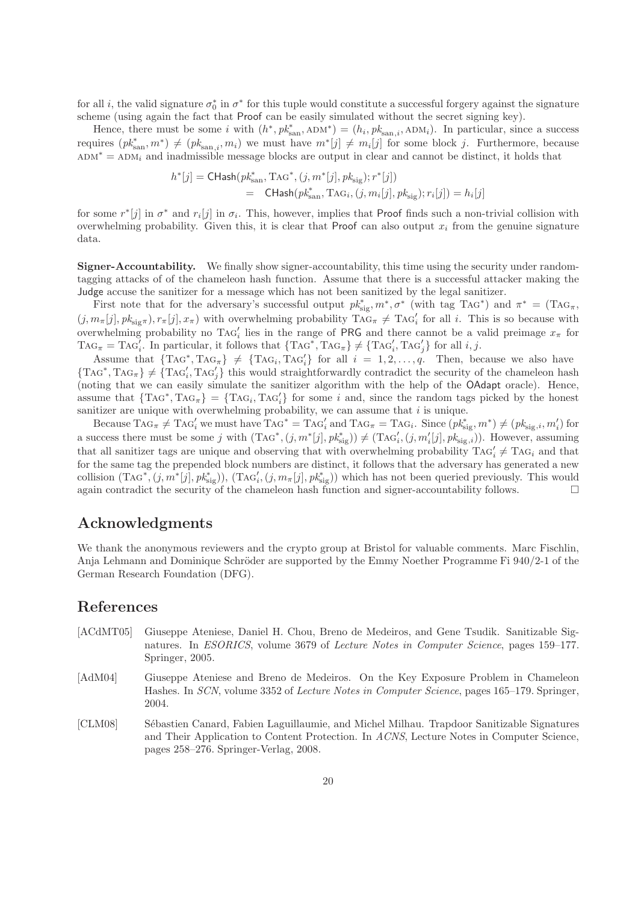for all $i$, the valid signature $\sigma_0^*$ in $\sigma^*$ for this tuple would constitute a successful forgery against the signature scheme (using again the fact that Proof can be easily simulated without the secret signing key).

Hence, there must be some $i$ with $(h^*, pk_{\text{san}}^*, \text{ADM}^*) = (h_i, pk_{\text{san},i}, \text{ADM}_i)$. In particular, since a success requires $(pk_{\text{san}}^*, m^*) \neq (pk_{\text{san},i}, m_i)$ we must have $m^*[j] \neq m_i[j]$ for some block $j$. Furthermore, because $\text{ADM}^* = \text{ADM}_i$ and inadmissible message blocks are output in clear and cannot be distinct, it holds that

$$
\begin{aligned}
h^*[j] = \ & \mathsf{CHash}(pk_{\text{san}}^*, \text{TAG}^*, (j, m^*[j], pk_{\text{sig}}); r^*[j]) \\
= \ & \mathsf{CHash}(pk_{\text{san}}^*, \text{TAG}_i, (j, m_i[j], pk_{\text{sig}}); r_i[j]) = h_i[j]
\end{aligned}
$$

for some $r^*[j]$ in $\sigma^*$ and $r_i[j]$ in $\sigma_i$. This, however, implies that Proof finds such a non-trivial collision with overwhelming probability. Given this, it is clear that Proof can also output $x_i$ from the genuine signature data.

**Signer-Accountability.** We finally show signer-accountability, this time using the security under random-tagging attacks of of the chameleon hash function. Assume that there is a successful attacker making the Judge accuse the sanitizer for a message which has not been sanitized by the legal sanitizer.

First note that for the adversary's successful output $pk_{\text{sig}}^*, m^*, \sigma^*$ (with tag $\text{TAG}^*$) and $\pi^* = (\text{TAG}_\pi, (j, m_\pi[j], pk_{\text{sig}\pi}), r_\pi[j], x_\pi)$ with overwhelming probability $\text{TAG}_\pi \neq \text{TAG}_i'$ for all $i$. This is so because with overwhelming probability no $\text{TAG}_i'$ lies in the range of PRG and there cannot be a valid preimage $x_\pi$ for $\text{TAG}_\pi = \text{TAG}_i'$. In particular, it follows that $\{\text{TAG}^*, \text{TAG}_\pi\} \neq \{\text{TAG}_i', \text{TAG}_j'\}$ for all $i, j$.

Assume that $\{\text{TAG}^*, \text{TAG}_\pi\} \neq \{\text{TAG}_i, \text{TAG}_i'\}$ for all $i = 1, 2, \ldots, q$. Then, because we also have $\{\text{TAG}^*, \text{TAG}_\pi\} \neq \{\text{TAG}_i', \text{TAG}_j'\}$ this would straightforwardly contradict the security of the chameleon hash (noting that we can easily simulate the sanitizer algorithm with the help of the OAdapt oracle). Hence, assume that $\{\text{TAG}^*, \text{TAG}_\pi\} = \{\text{TAG}_i, \text{TAG}_i'\}$ for some $i$ and, since the random tags picked by the honest sanitizer are unique with overwhelming probability, we can assume that $i$ is unique.

Because $\text{TAG}_\pi \neq \text{TAG}_i'$ we must have $\text{TAG}^* = \text{TAG}_i'$ and $\text{TAG}_\pi = \text{TAG}_i$. Since $(pk_{\text{sig}}^*, m^*) \neq (pk_{\text{sig},i}, m_i')$ for a success there must be some $j$ with $(\text{TAG}^*, (j, m^*[j], pk_{\text{sig}}^*)) \neq (\text{TAG}_i', (j, m_i'[j], pk_{\text{sig},i}))$. However, assuming that all sanitizer tags are unique and observing that with overwhelming probability $\text{TAG}_i' \neq \text{TAG}_i$ and that for the same tag the prepended block numbers are distinct, it follows that the adversary has generated a new collision $(\text{TAG}^*, (j, m^*[j], pk_{\text{sig}}^*))$, $(\text{TAG}_i', (j, m_\pi[j], pk_{\text{sig}}^*))$ which has not been queried previously. This would again contradict the security of the chameleon hash function and signer-accountability follows. □

## Acknowledgments

We thank the anonymous reviewers and the crypto group at Bristol for valuable comments. Marc Fischlin, Anja Lehmann and Dominique Schröder are supported by the Emmy Noether Programme Fi 940/2-1 of the German Research Foundation (DFG).

## References

[ACdMT05] Giuseppe Ateniese, Daniel H. Chou, Breno de Medeiros, and Gene Tsudik. Sanitizable Signatures. In *ESORICS*, volume 3679 of *Lecture Notes in Computer Science*, pages 159–177. Springer, 2005.

[AdM04] Giuseppe Ateniese and Breno de Medeiros. On the Key Exposure Problem in Chameleon Hashes. In *SCN*, volume 3352 of *Lecture Notes in Computer Science*, pages 165–179. Springer, 2004.

[CLM08] Sébastien Canard, Fabien Laguillaumie, and Michel Milhau. Trapdoor Sanitizable Signatures and Their Application to Content Protection. In *ACNS*, Lecture Notes in Computer Science, pages 258–276. Springer-Verlag, 2008.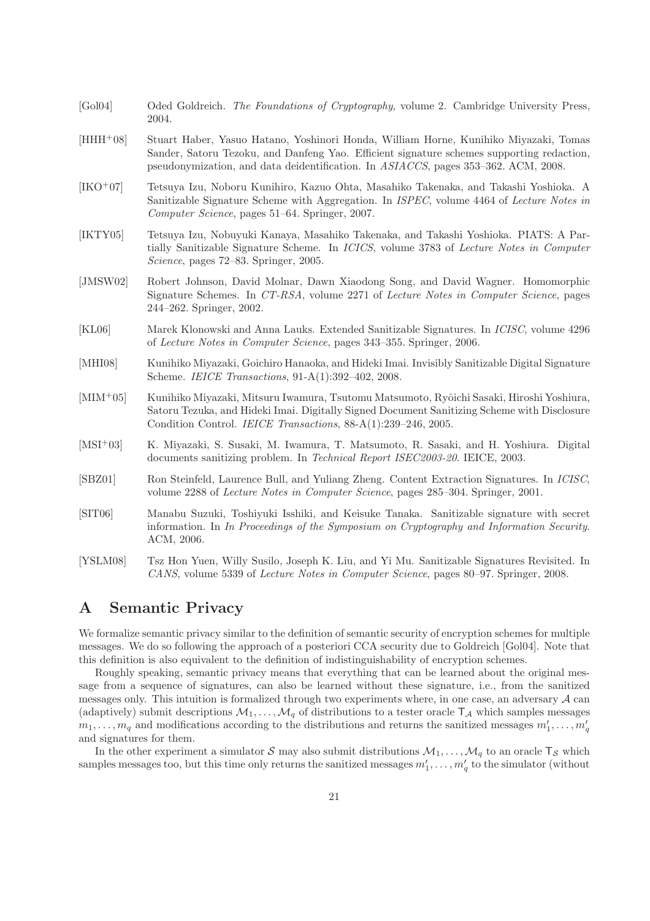[Gol04] Oded Goldreich. *The Foundations of Cryptography*, volume 2. Cambridge University Press, 2004.

[HHH+08] Stuart Haber, Yasuo Hatano, Yoshinori Honda, William Horne, Kunihiko Miyazaki, Tomas Sander, Satoru Tezoku, and Danfeng Yao. Efficient signature schemes supporting redaction, pseudonymization, and data deidentification. In *ASIACCS*, pages 353–362. ACM, 2008.

[IKO+07] Tetsuya Izu, Noboru Kunihiro, Kazuo Ohta, Masahiko Takenaka, and Takashi Yoshioka. A Sanitizable Signature Scheme with Aggregation. In *ISPEC*, volume 4464 of *Lecture Notes in Computer Science*, pages 51–64. Springer, 2007.

[IKTY05] Tetsuya Izu, Nobuyuki Kanaya, Masahiko Takenaka, and Takashi Yoshioka. PIATS: A Partially Sanitizable Signature Scheme. In *ICICS*, volume 3783 of *Lecture Notes in Computer Science*, pages 72–83. Springer, 2005.

[JMSW02] Robert Johnson, David Molnar, Dawn Xiaodong Song, and David Wagner. Homomorphic Signature Schemes. In *CT-RSA*, volume 2271 of *Lecture Notes in Computer Science*, pages 244–262. Springer, 2002.

[KL06] Marek Klonowski and Anna Lauks. Extended Sanitizable Signatures. In *ICISC*, volume 4296 of *Lecture Notes in Computer Science*, pages 343–355. Springer, 2006.

[MHI08] Kunihiko Miyazaki, Goichiro Hanaoka, and Hideki Imai. Invisibly Sanitizable Digital Signature Scheme. *IEICE Transactions*, 91-A(1):392–402, 2008.

[MIM+05] Kunihiko Miyazaki, Mitsuru Iwamura, Tsutomu Matsumoto, Ryôichi Sasaki, Hiroshi Yoshiura, Satoru Tezuka, and Hideki Imai. Digitally Signed Document Sanitizing Scheme with Disclosure Condition Control. *IEICE Transactions*, 88-A(1):239–246, 2005.

[MSI+03] K. Miyazaki, S. Susaki, M. Iwamura, T. Matsumoto, R. Sasaki, and H. Yoshiura. Digital documents sanitizing problem. In *Technical Report ISEC2003-20*. IEICE, 2003.

[SBZ01] Ron Steinfeld, Laurence Bull, and Yuliang Zheng. Content Extraction Signatures. In *ICISC*, volume 2288 of *Lecture Notes in Computer Science*, pages 285–304. Springer, 2001.

[SIT06] Manabu Suzuki, Toshiyuki Isshiki, and Keisuke Tanaka. Sanitizable signature with secret information. In *In Proceedings of the Symposium on Cryptography and Information Security*. ACM, 2006.

[YSLM08] Tsz Hon Yuen, Willy Susilo, Joseph K. Liu, and Yi Mu. Sanitizable Signatures Revisited. In *CANS*, volume 5339 of *Lecture Notes in Computer Science*, pages 80–97. Springer, 2008.

# A Semantic Privacy

We formalize semantic privacy similar to the definition of semantic security of encryption schemes for multiple messages. We do so following the approach of a posteriori CCA security due to Goldreich [Gol04]. Note that this definition is also equivalent to the definition of indistinguishability of encryption schemes.

Roughly speaking, semantic privacy means that everything that can be learned about the original message from a sequence of signatures, can also be learned without these signature, i.e., from the sanitized messages only. This intuition is formalized through two experiments where, in one case, an adversary $\mathcal{A}$ can (adaptively) submit descriptions $\mathcal{M}_1, \ldots, \mathcal{M}_q$ of distributions to a tester oracle $\mathsf{T}_\mathcal{A}$ which samples messages $m_1, \ldots, m_q$ and modifications according to the distributions and returns the sanitized messages $m'_1, \ldots, m'_q$ and signatures for them.

In the other experiment a simulator $\mathcal{S}$ may also submit distributions $\mathcal{M}_1, \ldots, \mathcal{M}_q$ to an oracle $\mathsf{T}_\mathcal{S}$ which samples messages too, but this time only returns the sanitized messages $m'_1, \ldots, m'_q$ to the simulator (without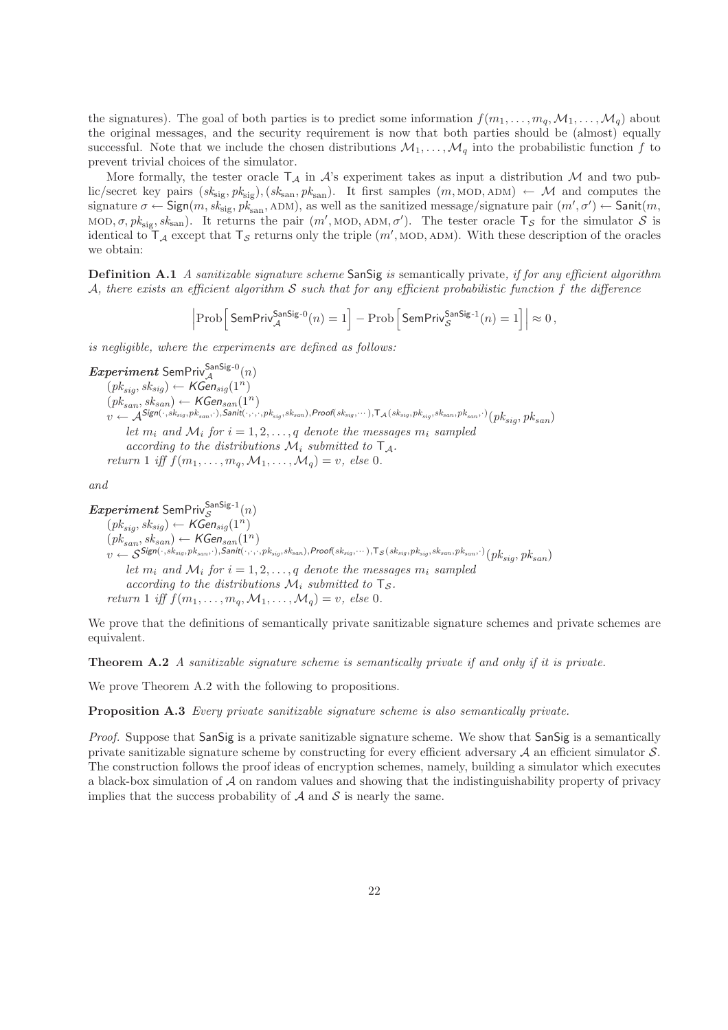the signatures). The goal of both parties is to predict some information $f(m_1, \ldots, m_q, \mathcal{M}_1, \ldots, \mathcal{M}_q)$ about the original messages, and the security requirement is now that both parties should be (almost) equally successful. Note that we include the chosen distributions $\mathcal{M}_1, \ldots, \mathcal{M}_q$ into the probabilistic function $f$ to prevent trivial choices of the simulator.

More formally, the tester oracle $\mathsf{T}_\mathcal{A}$ in $\mathcal{A}$'s experiment takes as input a distribution $\mathcal{M}$ and two public/secret key pairs $(sk_{\text{sig}}, pk_{\text{sig}}), (sk_{\text{san}}, pk_{\text{san}})$. It first samples $(m, \text{MOD}, \text{ADM}) \leftarrow \mathcal{M}$ and computes the signature $\sigma \leftarrow \mathsf{Sign}(m, sk_{\text{sig}}, pk_{\text{san}}, \text{ADM})$, as well as the sanitized message/signature pair $(m', \sigma') \leftarrow \mathsf{Sanit}(m, \text{MOD}, \sigma, pk_{\text{sig}}, sk_{\text{san}})$. It returns the pair $(m', \text{MOD}, \text{ADM}, \sigma')$. The tester oracle $\mathsf{T}_\mathcal{S}$ for the simulator $\mathcal{S}$ is identical to $\mathsf{T}_\mathcal{A}$ except that $\mathsf{T}_\mathcal{S}$ returns only the triple $(m', \text{MOD}, \text{ADM})$. With these description of the oracles we obtain:

**Definition A.1** *A sanitizable signature scheme* SanSig *is* semantically private*, if for any efficient algorithm $\mathcal{A}$, there exists an efficient algorithm $\mathcal{S}$ such that for any efficient probabilistic function $f$ the difference*

$$\left|\text{Prob}\left[\,\mathsf{SemPriv}_{\mathcal{A}}^{\mathsf{SanSig}\text{-}0}(n) = 1\right] - \text{Prob}\left[\,\mathsf{SemPriv}_{\mathcal{S}}^{\mathsf{SanSig}\text{-}1}(n) = 1\right]\right| \approx 0\,,$$

*is negligible, where the experiments are defined as follows:*

***Experiment*** $\mathsf{SemPriv}_{\mathcal{A}}^{\mathsf{SanSig}\text{-}0}(n)$
$(pk_{sig}, sk_{sig}) \leftarrow \mathit{KGen}_{sig}(1^n)$
$(pk_{san}, sk_{san}) \leftarrow \mathit{KGen}_{san}(1^n)$
$v \leftarrow \mathcal{A}^{\mathit{Sign}(\cdot, sk_{sig}, pk_{san}, \cdot), \mathit{Sanit}(\cdot,\cdot,\cdot, pk_{sig}, sk_{san}), \mathit{Proof}(sk_{sig}, \cdots), \mathsf{T}_\mathcal{A}(sk_{sig}, pk_{sig}, sk_{san}, pk_{san}, \cdot)}(pk_{sig}, pk_{san})$
*let $m_i$ and $\mathcal{M}_i$ for $i = 1, 2, \ldots, q$ denote the messages $m_i$ sampled according to the distributions $\mathcal{M}_i$ submitted to $\mathsf{T}_\mathcal{A}$.*
*return 1 iff $f(m_1, \ldots, m_q, \mathcal{M}_1, \ldots, \mathcal{M}_q) = v$, else 0.*

*and*

***Experiment*** $\mathsf{SemPriv}_{\mathcal{S}}^{\mathsf{SanSig}\text{-}1}(n)$
$(pk_{sig}, sk_{sig}) \leftarrow \mathit{KGen}_{sig}(1^n)$
$(pk_{san}, sk_{san}) \leftarrow \mathit{KGen}_{san}(1^n)$
$v \leftarrow \mathcal{S}^{\mathit{Sign}(\cdot, sk_{sig}, pk_{san}, \cdot), \mathit{Sanit}(\cdot,\cdot,\cdot, pk_{sig}, sk_{san}), \mathit{Proof}(sk_{sig}, \cdots), \mathsf{T}_\mathcal{S}(sk_{sig}, pk_{sig}, sk_{san}, pk_{san}, \cdot)}(pk_{sig}, pk_{san})$
*let $m_i$ and $\mathcal{M}_i$ for $i = 1, 2, \ldots, q$ denote the messages $m_i$ sampled according to the distributions $\mathcal{M}_i$ submitted to $\mathsf{T}_\mathcal{S}$.*
*return 1 iff $f(m_1, \ldots, m_q, \mathcal{M}_1, \ldots, \mathcal{M}_q) = v$, else 0.*

We prove that the definitions of semantically private sanitizable signature schemes and private schemes are equivalent.

**Theorem A.2** *A sanitizable signature scheme is semantically private if and only if it is private.*

We prove Theorem A.2 with the following to propositions.

**Proposition A.3** *Every private sanitizable signature scheme is also semantically private.*

*Proof.* Suppose that SanSig is a private sanitizable signature scheme. We show that SanSig is a semantically private sanitizable signature scheme by constructing for every efficient adversary $\mathcal{A}$ an efficient simulator $\mathcal{S}$. The construction follows the proof ideas of encryption schemes, namely, building a simulator which executes a black-box simulation of $\mathcal{A}$ on random values and showing that the indistinguishability property of privacy implies that the success probability of $\mathcal{A}$ and $\mathcal{S}$ is nearly the same.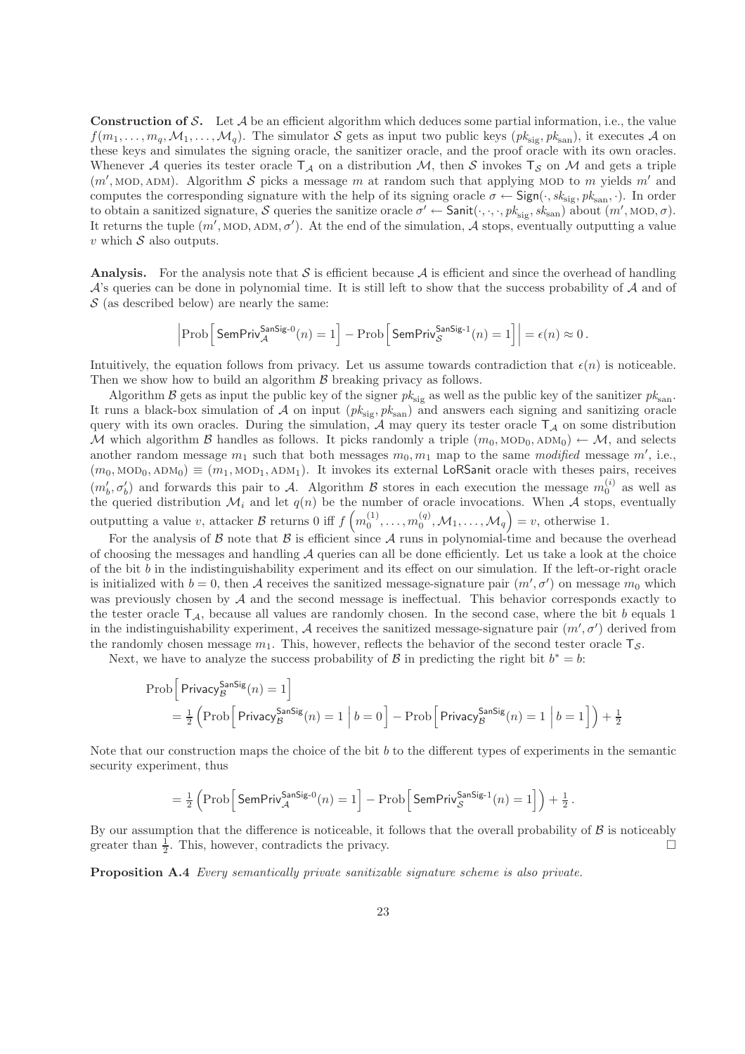**Construction of $\mathcal{S}$.** Let $\mathcal{A}$ be an efficient algorithm which deduces some partial information, i.e., the value $f(m_1,\ldots,m_q,\mathcal{M}_1,\ldots,\mathcal{M}_q)$. The simulator $\mathcal{S}$ gets as input two public keys $(pk_{\text{sig}}, pk_{\text{san}})$, it executes $\mathcal{A}$ on these keys and simulates the signing oracle, the sanitizer oracle, and the proof oracle with its own oracles. Whenever $\mathcal{A}$ queries its tester oracle $\mathsf{T}_{\mathcal{A}}$ on a distribution $\mathcal{M}$, then $\mathcal{S}$ invokes $\mathsf{T}_{\mathcal{S}}$ on $\mathcal{M}$ and gets a triple $(m', \text{MOD}, \text{ADM})$. Algorithm $\mathcal{S}$ picks a message $m$ at random such that applying MOD to $m$ yields $m'$ and computes the corresponding signature with the help of its signing oracle $\sigma \leftarrow \mathsf{Sign}(\cdot, sk_{\text{sig}}, pk_{\text{san}}, \cdot)$. In order to obtain a sanitized signature, $\mathcal{S}$ queries the sanitize oracle $\sigma' \leftarrow \mathsf{Sanit}(\cdot,\cdot,\cdot, pk_{\text{sig}}, sk_{\text{san}})$ about $(m', \text{MOD}, \sigma)$. It returns the tuple $(m', \text{MOD}, \text{ADM}, \sigma')$. At the end of the simulation, $\mathcal{A}$ stops, eventually outputting a value $v$ which $\mathcal{S}$ also outputs.

**Analysis.** For the analysis note that $\mathcal{S}$ is efficient because $\mathcal{A}$ is efficient and since the overhead of handling $\mathcal{A}$'s queries can be done in polynomial time. It is still left to show that the success probability of $\mathcal{A}$ and of $\mathcal{S}$ (as described below) are nearly the same:

$$\left|\text{Prob}\left[\,\mathsf{SemPriv}_{\mathcal{A}}^{\mathsf{SanSig}\text{-}0}(n)=1\right] - \text{Prob}\left[\,\mathsf{SemPriv}_{\mathcal{S}}^{\mathsf{SanSig}\text{-}1}(n)=1\right]\right| = \epsilon(n) \approx 0\,.$$

Intuitively, the equation follows from privacy. Let us assume towards contradiction that $\epsilon(n)$ is noticeable. Then we show how to build an algorithm $\mathcal{B}$ breaking privacy as follows.

Algorithm $\mathcal{B}$ gets as input the public key of the signer $pk_{\text{sig}}$ as well as the public key of the sanitizer $pk_{\text{san}}$. It runs a black-box simulation of $\mathcal{A}$ on input $(pk_{\text{sig}}, pk_{\text{san}})$ and answers each signing and sanitizing oracle query with its own oracles. During the simulation, $\mathcal{A}$ may query its tester oracle $\mathsf{T}_{\mathcal{A}}$ on some distribution $\mathcal{M}$ which algorithm $\mathcal{B}$ handles as follows. It picks randomly a triple $(m_0, \text{MOD}_0, \text{ADM}_0) \leftarrow \mathcal{M}$, and selects another random message $m_1$ such that both messages $m_0, m_1$ map to the same *modified* message $m'$, i.e., $(m_0, \text{MOD}_0, \text{ADM}_0) \equiv (m_1, \text{MOD}_1, \text{ADM}_1)$. It invokes its external $\mathsf{LoRSanit}$ oracle with theses pairs, receives $(m_b', \sigma_b')$ and forwards this pair to $\mathcal{A}$. Algorithm $\mathcal{B}$ stores in each execution the message $m_0^{(i)}$ as well as the queried distribution $\mathcal{M}_i$ and let $q(n)$ be the number of oracle invocations. When $\mathcal{A}$ stops, eventually outputting a value $v$, attacker $\mathcal{B}$ returns 0 iff $f\left(m_0^{(1)},\ldots,m_0^{(q)},\mathcal{M}_1,\ldots,\mathcal{M}_q\right) = v$, otherwise 1.

For the analysis of $\mathcal{B}$ note that $\mathcal{B}$ is efficient since $\mathcal{A}$ runs in polynomial-time and because the overhead of choosing the messages and handling $\mathcal{A}$ queries can all be done efficiently. Let us take a look at the choice of the bit $b$ in the indistinguishability experiment and its effect on our simulation. If the left-or-right oracle is initialized with $b = 0$, then $\mathcal{A}$ receives the sanitized message-signature pair $(m', \sigma')$ on message $m_0$ which was previously chosen by $\mathcal{A}$ and the second message is ineffectual. This behavior corresponds exactly to the tester oracle $\mathsf{T}_{\mathcal{A}}$, because all values are randomly chosen. In the second case, where the bit $b$ equals 1 in the indistinguishability experiment, $\mathcal{A}$ receives the sanitized message-signature pair $(m', \sigma')$ derived from the randomly chosen message $m_1$. This, however, reflects the behavior of the second tester oracle $\mathsf{T}_{\mathcal{S}}$.

Next, we have to analyze the success probability of $\mathcal{B}$ in predicting the right bit $b^* = b$:

$$\begin{aligned}
&\text{Prob}\left[\,\mathsf{Privacy}_{\mathcal{B}}^{\mathsf{SanSig}}(n)=1\right] \\
&\quad= \tfrac{1}{2}\left(\text{Prob}\left[\,\mathsf{Privacy}_{\mathcal{B}}^{\mathsf{SanSig}}(n)=1 \;\middle|\; b=0\right] - \text{Prob}\left[\,\mathsf{Privacy}_{\mathcal{B}}^{\mathsf{SanSig}}(n)=1 \;\middle|\; b=1\right]\right) + \tfrac{1}{2}
\end{aligned}$$

Note that our construction maps the choice of the bit $b$ to the different types of experiments in the semantic security experiment, thus

$$= \tfrac{1}{2}\left(\text{Prob}\left[\,\mathsf{SemPriv}_{\mathcal{A}}^{\mathsf{SanSig}\text{-}0}(n)=1\right] - \text{Prob}\left[\,\mathsf{SemPriv}_{\mathcal{S}}^{\mathsf{SanSig}\text{-}1}(n)=1\right]\right) + \tfrac{1}{2}\,.$$

By our assumption that the difference is noticeable, it follows that the overall probability of $\mathcal{B}$ is noticeably greater than $\frac{1}{2}$. This, however, contradicts the privacy. □

**Proposition A.4** *Every semantically private sanitizable signature scheme is also private.*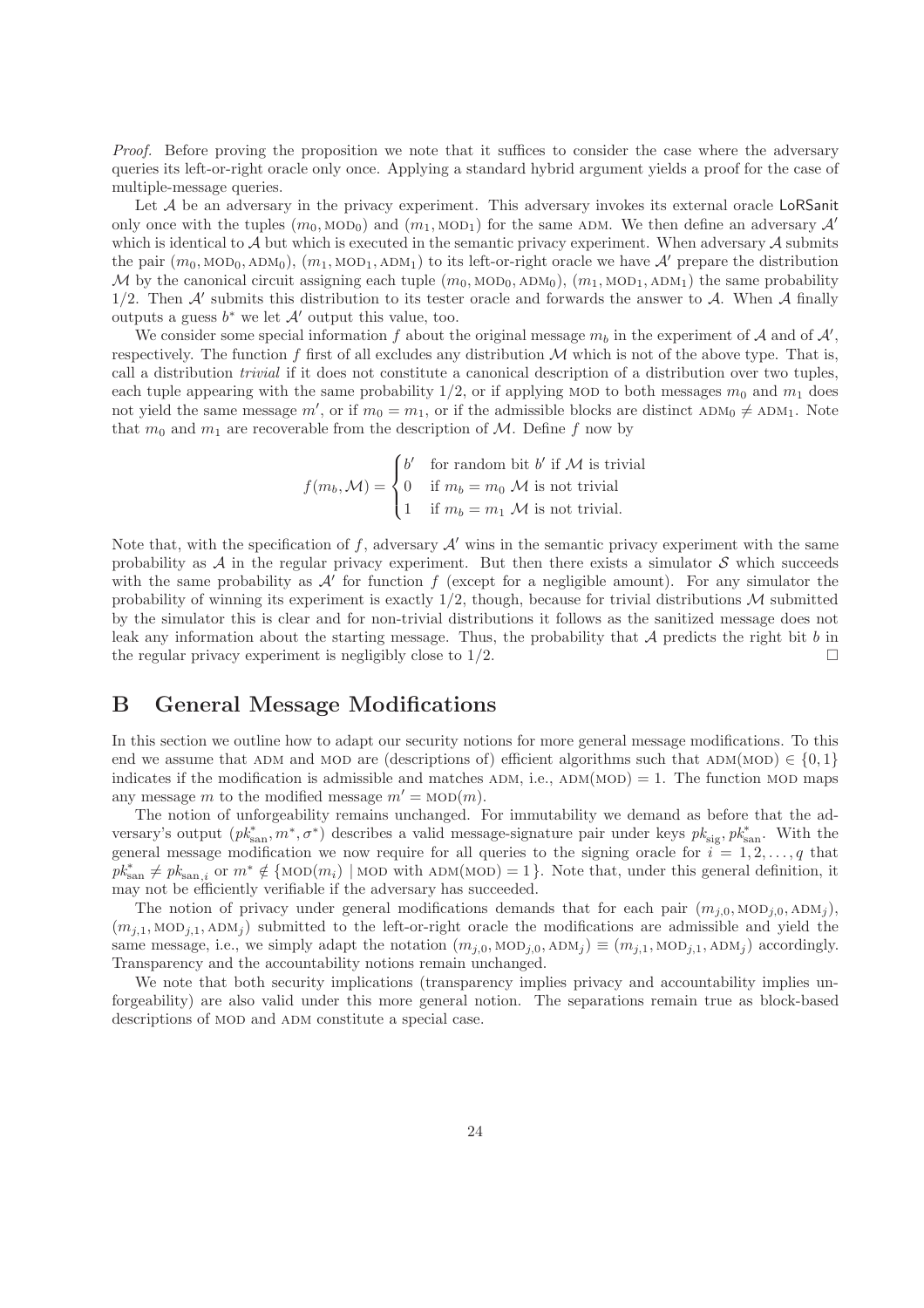*Proof.* Before proving the proposition we note that it suffices to consider the case where the adversary queries its left-or-right oracle only once. Applying a standard hybrid argument yields a proof for the case of multiple-message queries.

Let $\mathcal{A}$ be an adversary in the privacy experiment. This adversary invokes its external oracle LoRSanit only once with the tuples $(m_0, \text{MOD}_0)$ and $(m_1, \text{MOD}_1)$ for the same ADM. We then define an adversary $\mathcal{A}'$ which is identical to $\mathcal{A}$ but which is executed in the semantic privacy experiment. When adversary $\mathcal{A}$ submits the pair $(m_0, \text{MOD}_0, \text{ADM}_0)$, $(m_1, \text{MOD}_1, \text{ADM}_1)$ to its left-or-right oracle we have $\mathcal{A}'$ prepare the distribution $\mathcal{M}$ by the canonical circuit assigning each tuple $(m_0, \text{MOD}_0, \text{ADM}_0)$, $(m_1, \text{MOD}_1, \text{ADM}_1)$ the same probability $1/2$. Then $\mathcal{A}'$ submits this distribution to its tester oracle and forwards the answer to $\mathcal{A}$. When $\mathcal{A}$ finally outputs a guess $b^*$ we let $\mathcal{A}'$ output this value, too.

We consider some special information $f$ about the original message $m_b$ in the experiment of $\mathcal{A}$ and of $\mathcal{A}'$, respectively. The function $f$ first of all excludes any distribution $\mathcal{M}$ which is not of the above type. That is, call a distribution *trivial* if it does not constitute a canonical description of a distribution over two tuples, each tuple appearing with the same probability $1/2$, or if applying MOD to both messages $m_0$ and $m_1$ does not yield the same message $m'$, or if $m_0 = m_1$, or if the admissible blocks are distinct $\text{ADM}_0 \neq \text{ADM}_1$. Note that $m_0$ and $m_1$ are recoverable from the description of $\mathcal{M}$. Define $f$ now by

$$f(m_b, \mathcal{M}) = \begin{cases} b' & \text{for random bit } b' \text{ if } \mathcal{M} \text{ is trivial} \\ 0 & \text{if } m_b = m_0 \ \mathcal{M} \text{ is not trivial} \\ 1 & \text{if } m_b = m_1 \ \mathcal{M} \text{ is not trivial.} \end{cases}$$

Note that, with the specification of $f$, adversary $\mathcal{A}'$ wins in the semantic privacy experiment with the same probability as $\mathcal{A}$ in the regular privacy experiment. But then there exists a simulator $\mathcal{S}$ which succeeds with the same probability as $\mathcal{A}'$ for function $f$ (except for a negligible amount). For any simulator the probability of winning its experiment is exactly $1/2$, though, because for trivial distributions $\mathcal{M}$ submitted by the simulator this is clear and for non-trivial distributions it follows as the sanitized message does not leak any information about the starting message. Thus, the probability that $\mathcal{A}$ predicts the right bit $b$ in the regular privacy experiment is negligibly close to $1/2$. $\square$

# B General Message Modifications

In this section we outline how to adapt our security notions for more general message modifications. To this end we assume that ADM and MOD are (descriptions of) efficient algorithms such that $\text{ADM}(\text{MOD}) \in \{0, 1\}$ indicates if the modification is admissible and matches ADM, i.e., $\text{ADM}(\text{MOD}) = 1$. The function MOD maps any message $m$ to the modified message $m' = \text{MOD}(m)$.

The notion of unforgeability remains unchanged. For immutability we demand as before that the adversary's output $(pk^*_{\text{san}}, m^*, \sigma^*)$ describes a valid message-signature pair under keys $pk_{\text{sig}}, pk^*_{\text{san}}$. With the general message modification we now require for all queries to the signing oracle for $i = 1, 2, \ldots, q$ that $pk^*_{\text{san}} \neq pk_{\text{san},i}$ or $m^* \notin \{\text{MOD}(m_i) \mid \text{MOD with ADM}(\text{MOD}) = 1\}$. Note that, under this general definition, it may not be efficiently verifiable if the adversary has succeeded.

The notion of privacy under general modifications demands that for each pair $(m_{j,0}, \text{MOD}_{j,0}, \text{ADM}_j)$, $(m_{j,1}, \text{MOD}_{j,1}, \text{ADM}_j)$ submitted to the left-or-right oracle the modifications are admissible and yield the same message, i.e., we simply adapt the notation $(m_{j,0}, \text{MOD}_{j,0}, \text{ADM}_j) \equiv (m_{j,1}, \text{MOD}_{j,1}, \text{ADM}_j)$ accordingly. Transparency and the accountability notions remain unchanged.

We note that both security implications (transparency implies privacy and accountability implies unforgeability) are also valid under this more general notion. The separations remain true as block-based descriptions of MOD and ADM constitute a special case.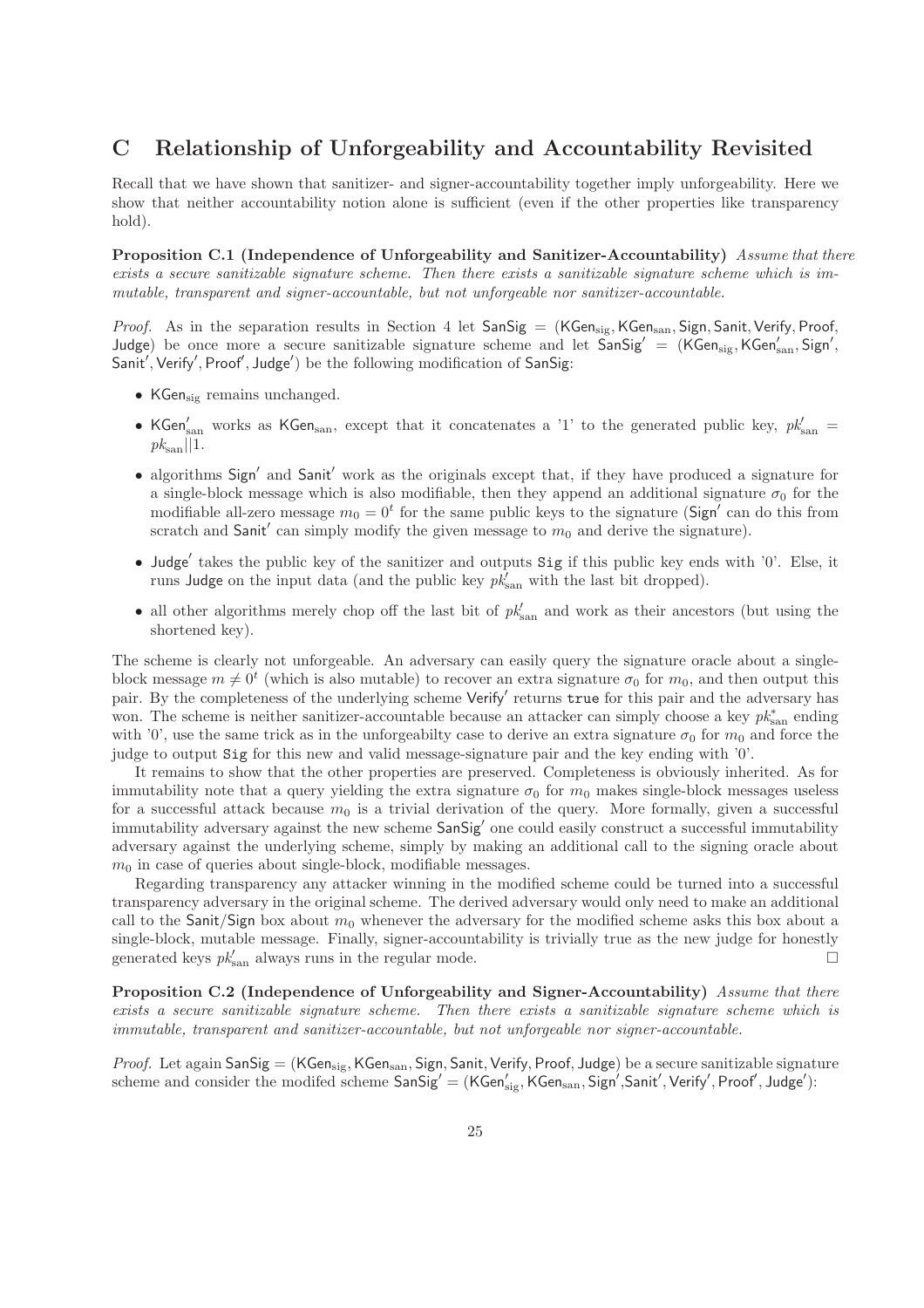# C Relationship of Unforgeability and Accountability Revisited

Recall that we have shown that sanitizer- and signer-accountability together imply unforgeability. Here we show that neither accountability notion alone is sufficient (even if the other properties like transparency hold).

**Proposition C.1 (Independence of Unforgeability and Sanitizer-Accountability)** *Assume that there exists a secure sanitizable signature scheme. Then there exists a sanitizable signature scheme which is immutable, transparent and signer-accountable, but not unforgeable nor sanitizer-accountable.*

*Proof.* As in the separation results in Section 4 let $\mathsf{SanSig} = (\mathsf{KGen}_{\text{sig}}, \mathsf{KGen}_{\text{san}}, \mathsf{Sign}, \mathsf{Sanit}, \mathsf{Verify}, \mathsf{Proof}, \mathsf{Judge})$ be once more a secure sanitizable signature scheme and let $\mathsf{SanSig}' = (\mathsf{KGen}_{\text{sig}}, \mathsf{KGen}'_{\text{san}}, \mathsf{Sign}', \mathsf{Sanit}', \mathsf{Verify}', \mathsf{Proof}', \mathsf{Judge}')$ be the following modification of $\mathsf{SanSig}$:

- $\mathsf{KGen}_{\text{sig}}$ remains unchanged.
- $\mathsf{KGen}'_{\text{san}}$ works as $\mathsf{KGen}_{\text{san}}$, except that it concatenates a '1' to the generated public key, $pk'_{\text{san}} = pk_{\text{san}}||1$.
- algorithms $\mathsf{Sign}'$ and $\mathsf{Sanit}'$ work as the originals except that, if they have produced a signature for a single-block message which is also modifiable, then they append an additional signature $\sigma_0$ for the modifiable all-zero message $m_0 = 0^t$ for the same public keys to the signature ($\mathsf{Sign}'$ can do this from scratch and $\mathsf{Sanit}'$ can simply modify the given message to $m_0$ and derive the signature).
- $\mathsf{Judge}'$ takes the public key of the sanitizer and outputs $\texttt{Sig}$ if this public key ends with '0'. Else, it runs $\mathsf{Judge}$ on the input data (and the public key $pk'_{\text{san}}$ with the last bit dropped).
- all other algorithms merely chop off the last bit of $pk'_{\text{san}}$ and work as their ancestors (but using the shortened key).

The scheme is clearly not unforgeable. An adversary can easily query the signature oracle about a single-block message $m \neq 0^t$ (which is also mutable) to recover an extra signature $\sigma_0$ for $m_0$, and then output this pair. By the completeness of the underlying scheme $\mathsf{Verify}'$ returns $\texttt{true}$ for this pair and the adversary has won. The scheme is neither sanitizer-accountable because an attacker can simply choose a key $pk^*_{\text{san}}$ ending with '0', use the same trick as in the unforgeabilty case to derive an extra signature $\sigma_0$ for $m_0$ and force the judge to output $\texttt{Sig}$ for this new and valid message-signature pair and the key ending with '0'.

It remains to show that the other properties are preserved. Completeness is obviously inherited. As for immutability note that a query yielding the extra signature $\sigma_0$ for $m_0$ makes single-block messages useless for a successful attack because $m_0$ is a trivial derivation of the query. More formally, given a successful immutability adversary against the new scheme $\mathsf{SanSig}'$ one could easily construct a successful immutability adversary against the underlying scheme, simply by making an additional call to the signing oracle about $m_0$ in case of queries about single-block, modifiable messages.

Regarding transparency any attacker winning in the modified scheme could be turned into a successful transparency adversary in the original scheme. The derived adversary would only need to make an additional call to the $\mathsf{Sanit}/\mathsf{Sign}$ box about $m_0$ whenever the adversary for the modified scheme asks this box about a single-block, mutable message. Finally, signer-accountability is trivially true as the new judge for honestly generated keys $pk'_{\text{san}}$ always runs in the regular mode. □

**Proposition C.2 (Independence of Unforgeability and Signer-Accountability)** *Assume that there exists a secure sanitizable signature scheme. Then there exists a sanitizable signature scheme which is immutable, transparent and sanitizer-accountable, but not unforgeable nor signer-accountable.*

*Proof.* Let again $\mathsf{SanSig} = (\mathsf{KGen}_{\text{sig}}, \mathsf{KGen}_{\text{san}}, \mathsf{Sign}, \mathsf{Sanit}, \mathsf{Verify}, \mathsf{Proof}, \mathsf{Judge})$ be a secure sanitizable signature scheme and consider the modifed scheme $\mathsf{SanSig}' = (\mathsf{KGen}'_{\text{sig}}, \mathsf{KGen}_{\text{san}}, \mathsf{Sign}', \mathsf{Sanit}', \mathsf{Verify}', \mathsf{Proof}', \mathsf{Judge}')$: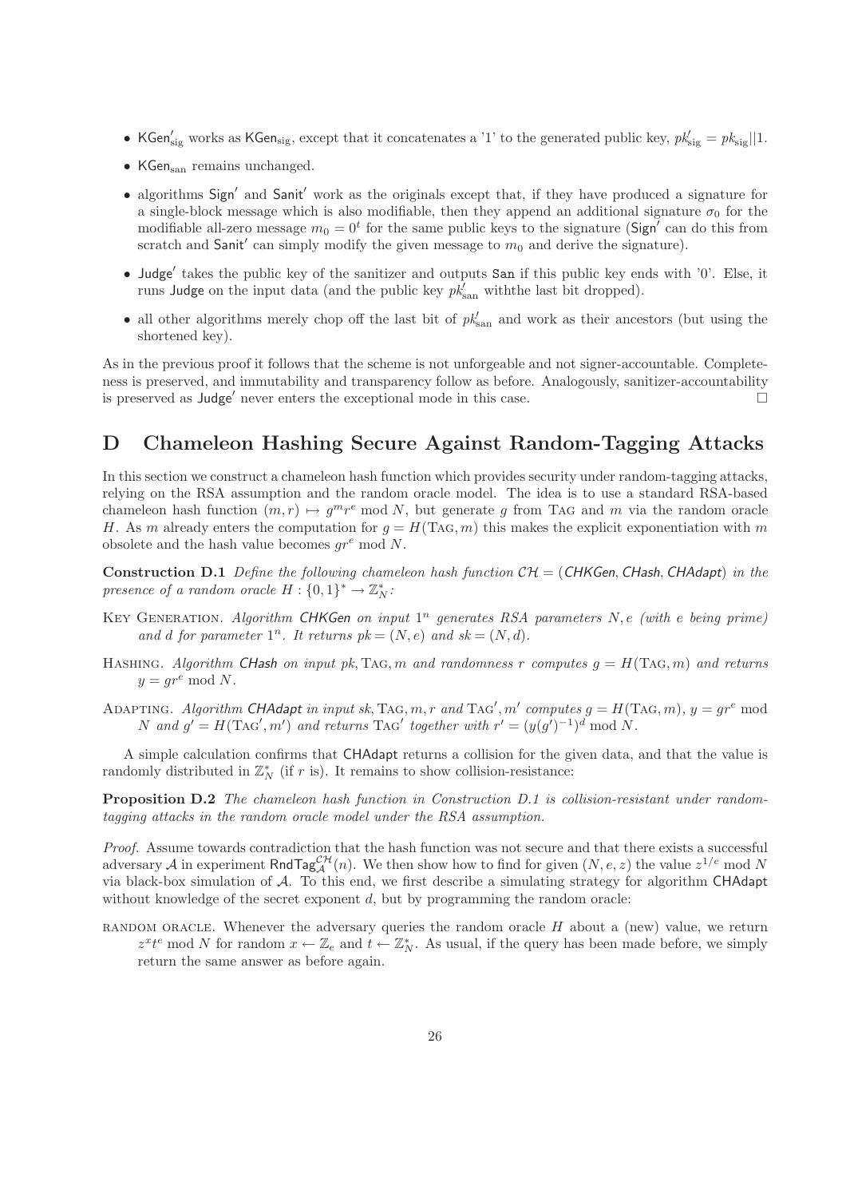- $\mathsf{KGen}'_{\text{sig}}$ works as $\mathsf{KGen}_{\text{sig}}$, except that it concatenates a '1' to the generated public key, $pk'_{\text{sig}} = pk_{\text{sig}}||1$.
- $\mathsf{KGen}_{\text{san}}$ remains unchanged.
- algorithms $\mathsf{Sign}'$ and $\mathsf{Sanit}'$ work as the originals except that, if they have produced a signature for a single-block message which is also modifiable, then they append an additional signature $\sigma_0$ for the modifiable all-zero message $m_0 = 0^t$ for the same public keys to the signature ($\mathsf{Sign}'$ can do this from scratch and $\mathsf{Sanit}'$ can simply modify the given message to $m_0$ and derive the signature).
- $\mathsf{Judge}'$ takes the public key of the sanitizer and outputs $\mathtt{San}$ if this public key ends with '0'. Else, it runs $\mathsf{Judge}$ on the input data (and the public key $pk'_{\text{san}}$ withthe last bit dropped).
- all other algorithms merely chop off the last bit of $pk'_{\text{san}}$ and work as their ancestors (but using the shortened key).

As in the previous proof it follows that the scheme is not unforgeable and not signer-accountable. Completeness is preserved, and immutability and transparency follow as before. Analogously, sanitizer-accountability is preserved as $\mathsf{Judge}'$ never enters the exceptional mode in this case. □

# D Chameleon Hashing Secure Against Random-Tagging Attacks

In this section we construct a chameleon hash function which provides security under random-tagging attacks, relying on the RSA assumption and the random oracle model. The idea is to use a standard RSA-based chameleon hash function $(m, r) \mapsto g^m r^e \bmod N$, but generate $g$ from $\text{TAG}$ and $m$ via the random oracle $H$. As $m$ already enters the computation for $g = H(\text{TAG}, m)$ this makes the explicit exponentiation with $m$ obsolete and the hash value becomes $gr^e \bmod N$.

**Construction D.1** *Define the following chameleon hash function $\mathcal{CH} = (\mathsf{CHKGen}, \mathsf{CHash}, \mathsf{CHAdapt})$ in the presence of a random oracle $H : \{0,1\}^* \to \mathbb{Z}_N^*$:*

KEY GENERATION. *Algorithm $\mathsf{CHKGen}$ on input $1^n$ generates RSA parameters $N, e$ (with $e$ being prime) and $d$ for parameter $1^n$. It returns $pk = (N, e)$ and $sk = (N, d)$.*

HASHING. *Algorithm $\mathsf{CHash}$ on input $pk, \text{TAG}, m$ and randomness $r$ computes $g = H(\text{TAG}, m)$ and returns $y = gr^e \bmod N$.*

ADAPTING. *Algorithm $\mathsf{CHAdapt}$ in input $sk, \text{TAG}, m, r$ and $\text{TAG}', m'$ computes $g = H(\text{TAG}, m)$, $y = gr^e \bmod N$ and $g' = H(\text{TAG}', m')$ and returns $\text{TAG}'$ together with $r' = (y(g')^{-1})^d \bmod N$.*

A simple calculation confirms that $\mathsf{CHAdapt}$ returns a collision for the given data, and that the value is randomly distributed in $\mathbb{Z}_N^*$ (if $r$ is). It remains to show collision-resistance:

**Proposition D.2** *The chameleon hash function in Construction D.1 is collision-resistant under random-tagging attacks in the random oracle model under the RSA assumption.*

*Proof.* Assume towards contradiction that the hash function was not secure and that there exists a successful adversary $\mathcal{A}$ in experiment $\mathsf{RndTag}_{\mathcal{A}}^{\mathcal{CH}}(n)$. We then show how to find for given $(N, e, z)$ the value $z^{1/e} \bmod N$ via black-box simulation of $\mathcal{A}$. To this end, we first describe a simulating strategy for algorithm $\mathsf{CHAdapt}$ without knowledge of the secret exponent $d$, but by programming the random oracle:

RANDOM ORACLE. Whenever the adversary queries the random oracle $H$ about a (new) value, we return $z^x t^e \bmod N$ for random $x \leftarrow \mathbb{Z}_e$ and $t \leftarrow \mathbb{Z}_N^*$. As usual, if the query has been made before, we simply return the same answer as before again.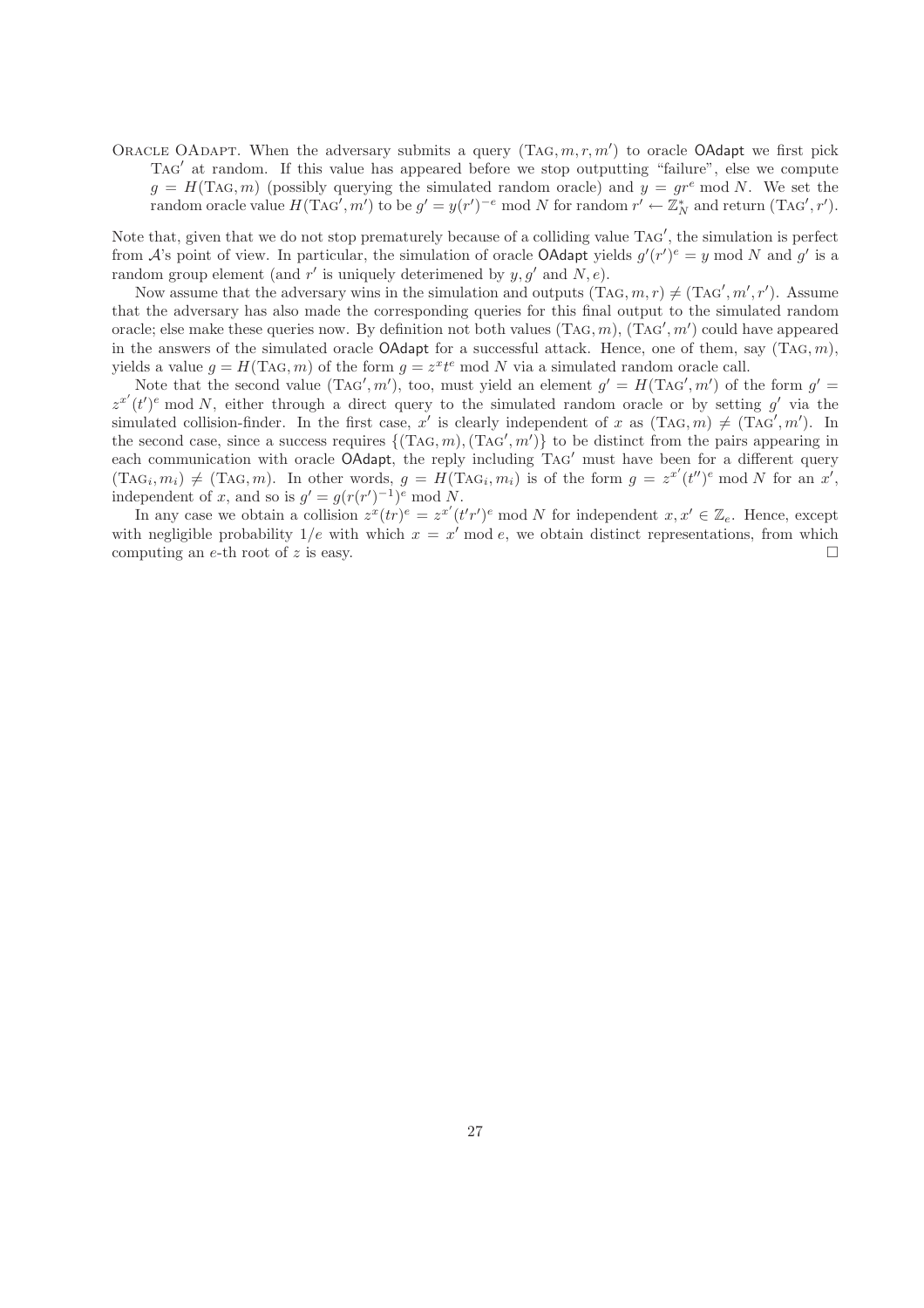Oracle OAdapt. When the adversary submits a query $(\textsc{Tag}, m, r, m')$ to oracle $\mathsf{OAdapt}$ we first pick $\textsc{Tag}'$ at random. If this value has appeared before we stop outputting "failure", else we compute $g = H(\textsc{Tag}, m)$ (possibly querying the simulated random oracle) and $y = gr^e \bmod N$. We set the random oracle value $H(\textsc{Tag}', m')$ to be $g' = y(r')^{-e} \bmod N$ for random $r' \leftarrow \mathbb{Z}_N^*$ and return $(\textsc{Tag}', r')$.

Note that, given that we do not stop prematurely because of a colliding value $\textsc{Tag}'$, the simulation is perfect from $\mathcal{A}$'s point of view. In particular, the simulation of oracle $\mathsf{OAdapt}$ yields $g'(r')^e = y \bmod N$ and $g'$ is a random group element (and $r'$ is uniquely deterimened by $y, g'$ and $N, e$).

Now assume that the adversary wins in the simulation and outputs $(\textsc{Tag}, m, r) \neq (\textsc{Tag}', m', r')$. Assume that the adversary has also made the corresponding queries for this final output to the simulated random oracle; else make these queries now. By definition not both values $(\textsc{Tag}, m)$, $(\textsc{Tag}', m')$ could have appeared in the answers of the simulated oracle $\mathsf{OAdapt}$ for a successful attack. Hence, one of them, say $(\textsc{Tag}, m)$, yields a value $g = H(\textsc{Tag}, m)$ of the form $g = z^x t^e \bmod N$ via a simulated random oracle call.

Note that the second value $(\textsc{Tag}', m')$, too, must yield an element $g' = H(\textsc{Tag}', m')$ of the form $g' = z^{x'}(t')^e \bmod N$, either through a direct query to the simulated random oracle or by setting $g'$ via the simulated collision-finder. In the first case, $x'$ is clearly independent of $x$ as $(\textsc{Tag}, m) \neq (\textsc{Tag}', m')$. In the second case, since a success requires $\{(\textsc{Tag}, m), (\textsc{Tag}', m')\}$ to be distinct from the pairs appearing in each communication with oracle $\mathsf{OAdapt}$, the reply including $\textsc{Tag}'$ must have been for a different query $(\textsc{Tag}_i, m_i) \neq (\textsc{Tag}, m)$. In other words, $g = H(\textsc{Tag}_i, m_i)$ is of the form $g = z^{x'}(t'')^e \bmod N$ for an $x'$, independent of $x$, and so is $g' = g(r(r')^{-1})^e \bmod N$.

In any case we obtain a collision $z^x(tr)^e = z^{x'}(t'r')^e \bmod N$ for independent $x, x' \in \mathbb{Z}_e$. Hence, except with negligible probability $1/e$ with which $x = x' \bmod e$, we obtain distinct representations, from which computing an $e$-th root of $z$ is easy. □